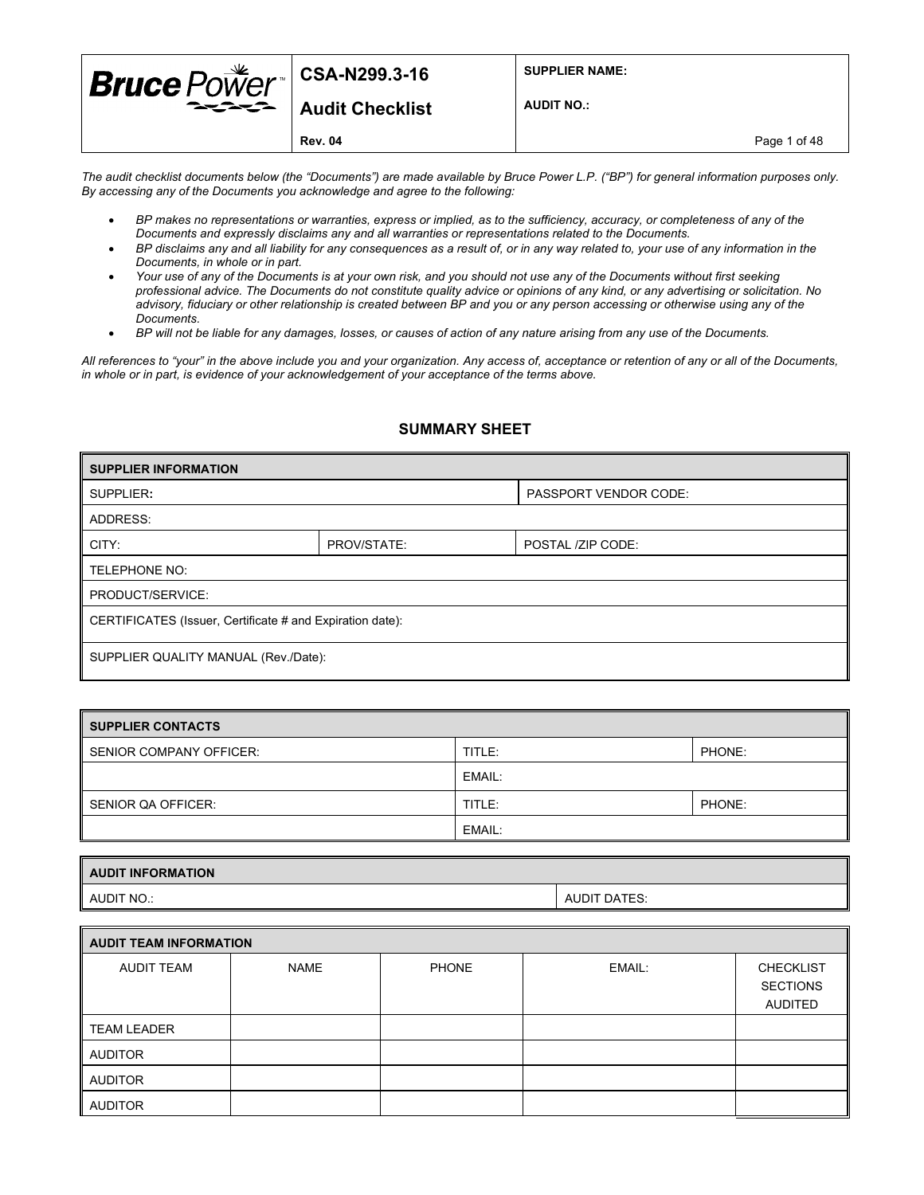| Bruce Power | CSA-N299.3-16<br><br>Audit Checklist<br><br>Rev. 04 | SUPPLIER NAME:<br><br>AUDIT NO.: |
|---|---|---|

*The audit checklist documents below (the "Documents") are made available by Bruce Power L.P. ("BP") for general information purposes only. By accessing any of the Documents you acknowledge and agree to the following:*

- *BP makes no representations or warranties, express or implied, as to the sufficiency, accuracy, or completeness of any of the Documents and expressly disclaims any and all warranties or representations related to the Documents.*
- *BP disclaims any and all liability for any consequences as a result of, or in any way related to, your use of any information in the Documents, in whole or in part.*
- *Your use of any of the Documents is at your own risk, and you should not use any of the Documents without first seeking professional advice. The Documents do not constitute quality advice or opinions of any kind, or any advertising or solicitation. No advisory, fiduciary or other relationship is created between BP and you or any person accessing or otherwise using any of the Documents.*
- *BP will not be liable for any damages, losses, or causes of action of any nature arising from any use of the Documents.*

*All references to "your" in the above include you and your organization. Any access of, acceptance or retention of any or all of the Documents, in whole or in part, is evidence of your acknowledgement of your acceptance of the terms above.*

## SUMMARY SHEET

| SUPPLIER INFORMATION | | |
|---|---|---|
| SUPPLIER: | | PASSPORT VENDOR CODE: |
| ADDRESS: | | |
| CITY: | PROV/STATE: | POSTAL /ZIP CODE: |
| TELEPHONE NO: | | |
| PRODUCT/SERVICE: | | |
| CERTIFICATES (Issuer, Certificate # and Expiration date): | | |
| SUPPLIER QUALITY MANUAL (Rev./Date): | | |

| SUPPLIER CONTACTS | | |
|---|---|---|
| SENIOR COMPANY OFFICER: | TITLE: | PHONE: |
| | EMAIL: | |
| SENIOR QA OFFICER: | TITLE: | PHONE: |
| | EMAIL: | |

| AUDIT INFORMATION | |
|---|---|
| AUDIT NO.: | AUDIT DATES: |

| AUDIT TEAM INFORMATION | | | | |
|---|---|---|---|---|
| AUDIT TEAM | NAME | PHONE | EMAIL: | CHECKLIST SECTIONS AUDITED |
| TEAM LEADER | | | | |
| AUDITOR | | | | |
| AUDITOR | | | | |
| AUDITOR | | | | |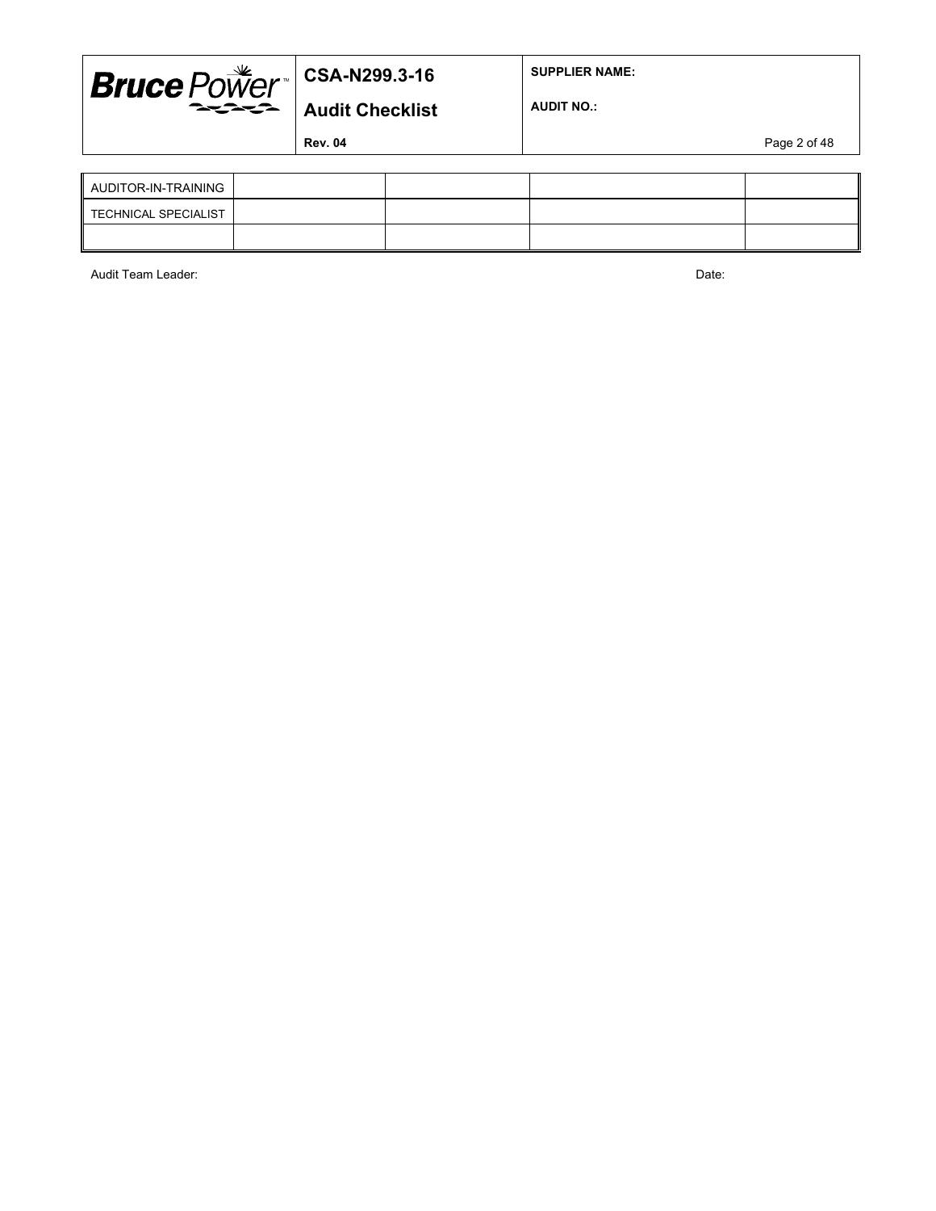| | | | | |
|---|---|---|---|---|
| AUDITOR-IN-TRAINING | | | | |
| TECHNICAL SPECIALIST | | | | |
| | | | | |

Audit Team Leader: Date: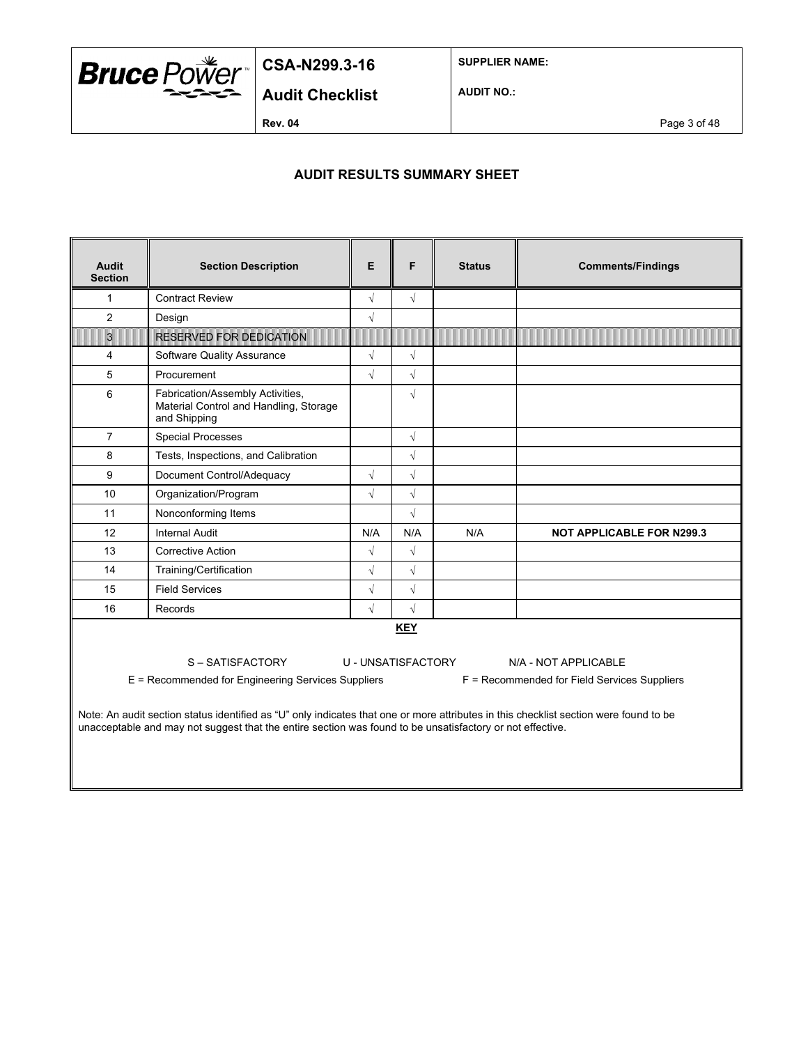## AUDIT RESULTS SUMMARY SHEET

| Audit Section | Section Description | E | F | Status | Comments/Findings |
|---|---|---|---|---|---|
| 1 | Contract Review | √ | √ | | |
| 2 | Design | √ | | | |
| 3 | RESERVED FOR DEDICATION | | | | |
| 4 | Software Quality Assurance | √ | √ | | |
| 5 | Procurement | √ | √ | | |
| 6 | Fabrication/Assembly Activities, Material Control and Handling, Storage and Shipping | | √ | | |
| 7 | Special Processes | | √ | | |
| 8 | Tests, Inspections, and Calibration | | √ | | |
| 9 | Document Control/Adequacy | √ | √ | | |
| 10 | Organization/Program | √ | √ | | |
| 11 | Nonconforming Items | | √ | | |
| 12 | Internal Audit | N/A | N/A | N/A | **NOT APPLICABLE FOR N299.3** |
| 13 | Corrective Action | √ | √ | | |
| 14 | Training/Certification | √ | √ | | |
| 15 | Field Services | √ | √ | | |
| 16 | Records | √ | √ | | |

**KEY**

S – SATISFACTORY U - UNSATISFACTORY N/A - NOT APPLICABLE

E = Recommended for Engineering Services Suppliers F = Recommended for Field Services Suppliers

Note: An audit section status identified as "U" only indicates that one or more attributes in this checklist section were found to be unacceptable and may not suggest that the entire section was found to be unsatisfactory or not effective.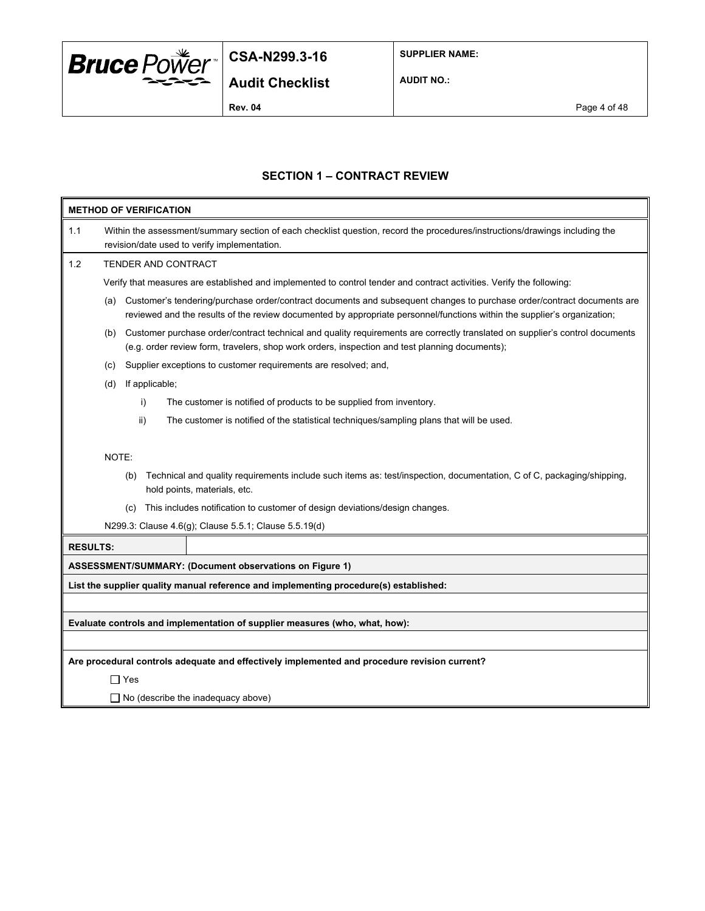## SECTION 1 – CONTRACT REVIEW

**METHOD OF VERIFICATION**

1.1 Within the assessment/summary section of each checklist question, record the procedures/instructions/drawings including the revision/date used to verify implementation.

1.2 TENDER AND CONTRACT

Verify that measures are established and implemented to control tender and contract activities. Verify the following:

(a) Customer's tendering/purchase order/contract documents and subsequent changes to purchase order/contract documents are reviewed and the results of the review documented by appropriate personnel/functions within the supplier's organization;

(b) Customer purchase order/contract technical and quality requirements are correctly translated on supplier's control documents (e.g. order review form, travelers, shop work orders, inspection and test planning documents);

(c) Supplier exceptions to customer requirements are resolved; and,

(d) If applicable;

i) The customer is notified of products to be supplied from inventory.

ii) The customer is notified of the statistical techniques/sampling plans that will be used.

NOTE:

(b) Technical and quality requirements include such items as: test/inspection, documentation, C of C, packaging/shipping, hold points, materials, etc.

(c) This includes notification to customer of design deviations/design changes.

N299.3: Clause 4.6(g); Clause 5.5.1; Clause 5.5.19(d)

| **RESULTS:** | |
|---|---|

**ASSESSMENT/SUMMARY: (Document observations on Figure 1)**

**List the supplier quality manual reference and implementing procedure(s) established:**

**Evaluate controls and implementation of supplier measures (who, what, how):**

**Are procedural controls adequate and effectively implemented and procedure revision current?**

☐ Yes

☐ No (describe the inadequacy above)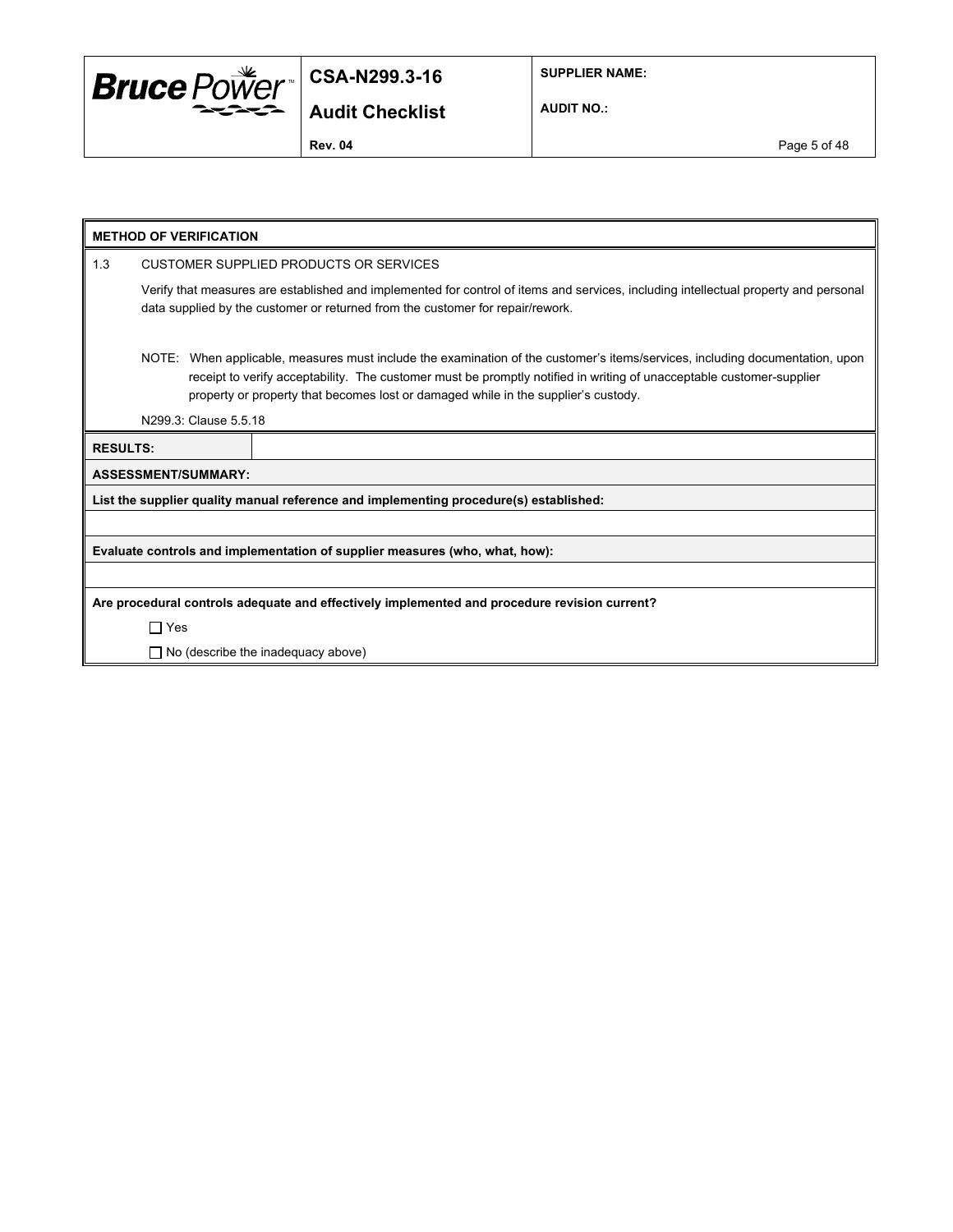**METHOD OF VERIFICATION**

1.3 CUSTOMER SUPPLIED PRODUCTS OR SERVICES

Verify that measures are established and implemented for control of items and services, including intellectual property and personal data supplied by the customer or returned from the customer for repair/rework.

NOTE: When applicable, measures must include the examination of the customer's items/services, including documentation, upon receipt to verify acceptability. The customer must be promptly notified in writing of unacceptable customer-supplier property or property that becomes lost or damaged while in the supplier's custody.

N299.3: Clause 5.5.18

| **RESULTS:** | |
|---|---|

**ASSESSMENT/SUMMARY:**

**List the supplier quality manual reference and implementing procedure(s) established:**

**Evaluate controls and implementation of supplier measures (who, what, how):**

**Are procedural controls adequate and effectively implemented and procedure revision current?**

☐ Yes

☐ No (describe the inadequacy above)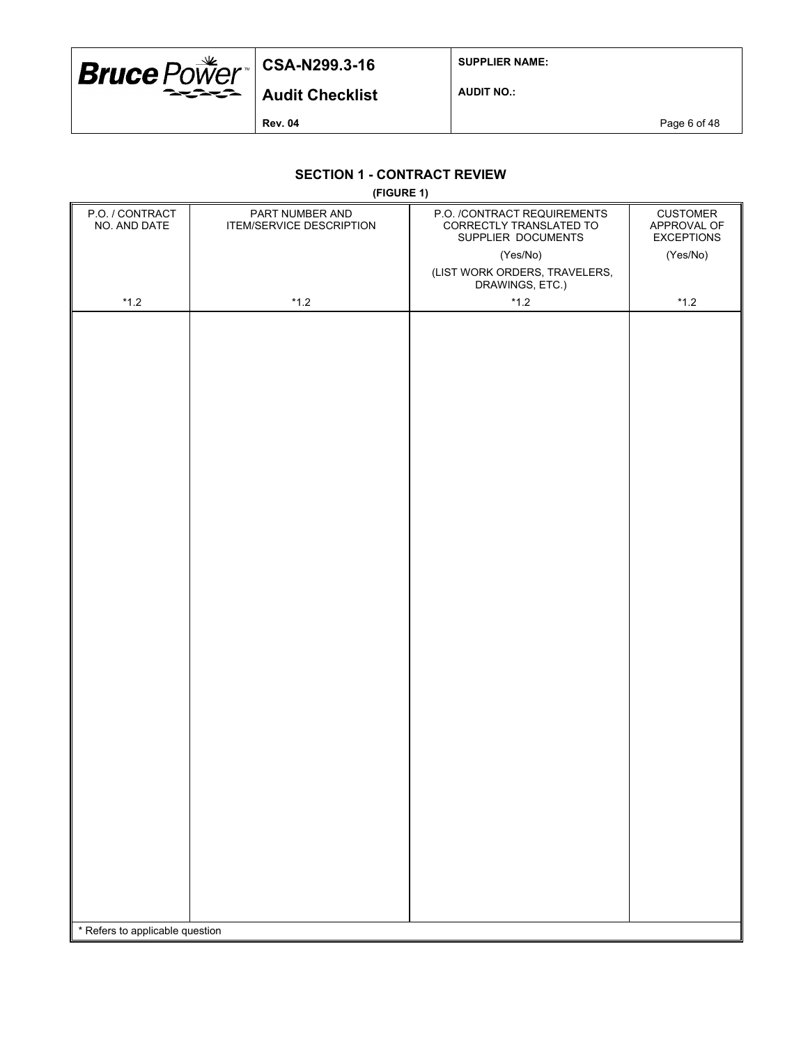## SECTION 1 - CONTRACT REVIEW

**(FIGURE 1)**

| P.O. / CONTRACT NO. AND DATE | PART NUMBER AND ITEM/SERVICE DESCRIPTION | P.O. /CONTRACT REQUIREMENTS CORRECTLY TRANSLATED TO SUPPLIER DOCUMENTS (Yes/No) (LIST WORK ORDERS, TRAVELERS, DRAWINGS, ETC.) | CUSTOMER APPROVAL OF EXCEPTIONS (Yes/No) |
|---|---|---|---|
| *1.2 | *1.2 | *1.2 | *1.2 |
| | | | |

* Refers to applicable question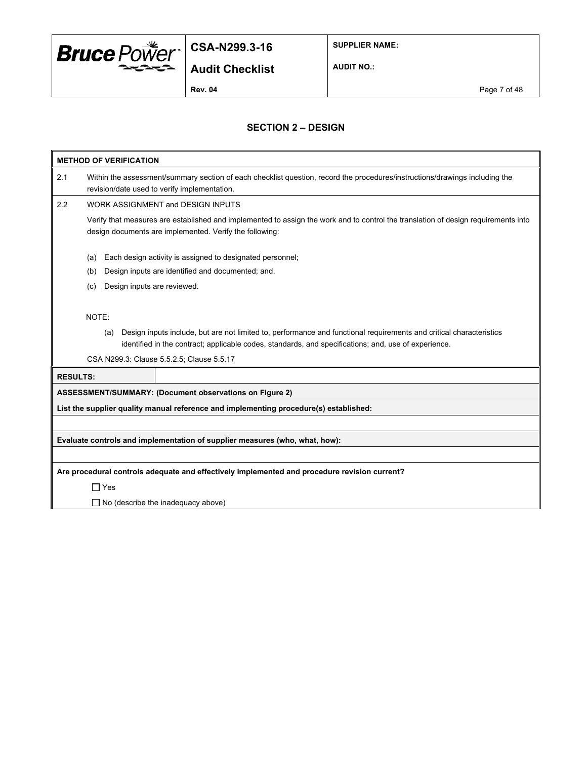## SECTION 2 – DESIGN

| **METHOD OF VERIFICATION** | |
|---|---|
| 2.1 | Within the assessment/summary section of each checklist question, record the procedures/instructions/drawings including the revision/date used to verify implementation. |
| 2.2 | WORK ASSIGNMENT and DESIGN INPUTS<br><br>Verify that measures are established and implemented to assign the work and to control the translation of design requirements into design documents are implemented. Verify the following:<br><br>(a) Each design activity is assigned to designated personnel;<br>(b) Design inputs are identified and documented; and,<br>(c) Design inputs are reviewed.<br><br>NOTE:<br><br>(a) Design inputs include, but are not limited to, performance and functional requirements and critical characteristics identified in the contract; applicable codes, standards, and specifications; and, use of experience.<br><br>CSA N299.3: Clause 5.5.2.5; Clause 5.5.17 |

| **RESULTS:** | |
|---|---|

**ASSESSMENT/SUMMARY: (Document observations on Figure 2)**

**List the supplier quality manual reference and implementing procedure(s) established:**

**Evaluate controls and implementation of supplier measures (who, what, how):**

**Are procedural controls adequate and effectively implemented and procedure revision current?**

☐ Yes

☐ No (describe the inadequacy above)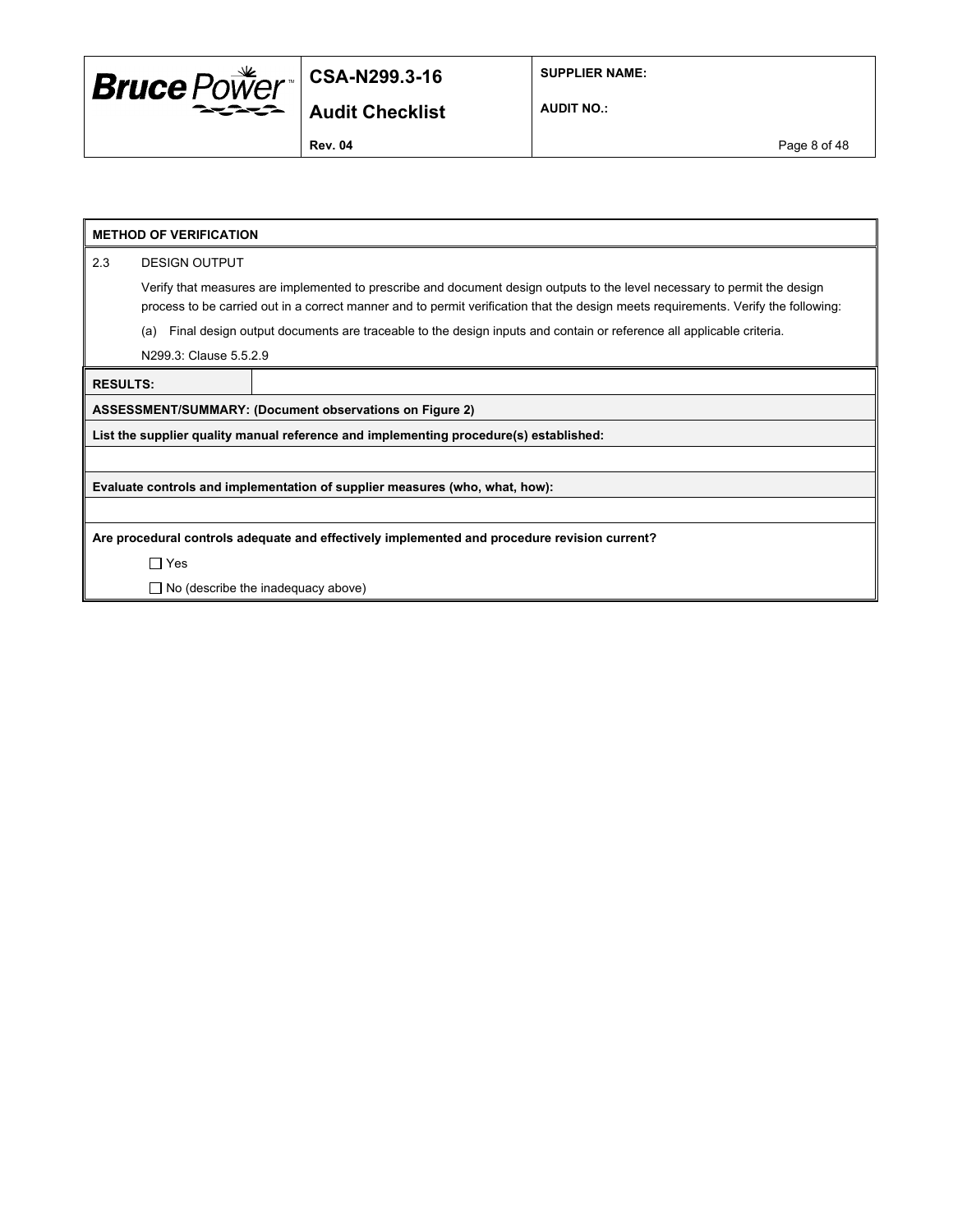**METHOD OF VERIFICATION**

2.3 DESIGN OUTPUT

Verify that measures are implemented to prescribe and document design outputs to the level necessary to permit the design process to be carried out in a correct manner and to permit verification that the design meets requirements. Verify the following:

(a) Final design output documents are traceable to the design inputs and contain or reference all applicable criteria.

N299.3: Clause 5.5.2.9

| **RESULTS:** | |
|---|---|

**ASSESSMENT/SUMMARY: (Document observations on Figure 2)**

**List the supplier quality manual reference and implementing procedure(s) established:**

**Evaluate controls and implementation of supplier measures (who, what, how):**

**Are procedural controls adequate and effectively implemented and procedure revision current?**

☐ Yes

☐ No (describe the inadequacy above)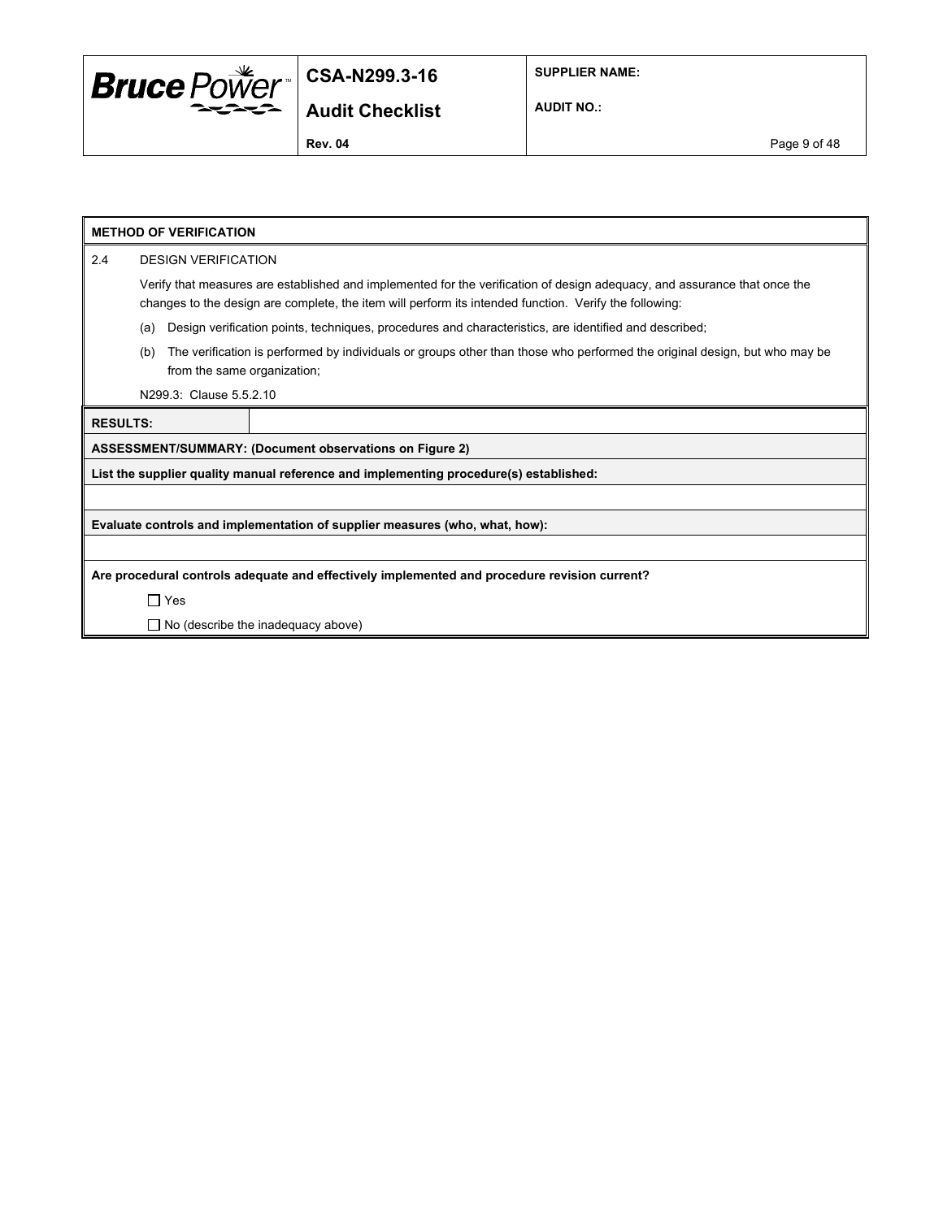**METHOD OF VERIFICATION**

2.4 DESIGN VERIFICATION

Verify that measures are established and implemented for the verification of design adequacy, and assurance that once the changes to the design are complete, the item will perform its intended function. Verify the following:

(a) Design verification points, techniques, procedures and characteristics, are identified and described;

(b) The verification is performed by individuals or groups other than those who performed the original design, but who may be from the same organization;

N299.3: Clause 5.5.2.10

| **RESULTS:** | |
|---|---|

**ASSESSMENT/SUMMARY: (Document observations on Figure 2)**

**List the supplier quality manual reference and implementing procedure(s) established:**

**Evaluate controls and implementation of supplier measures (who, what, how):**

**Are procedural controls adequate and effectively implemented and procedure revision current?**

☐ Yes

☐ No (describe the inadequacy above)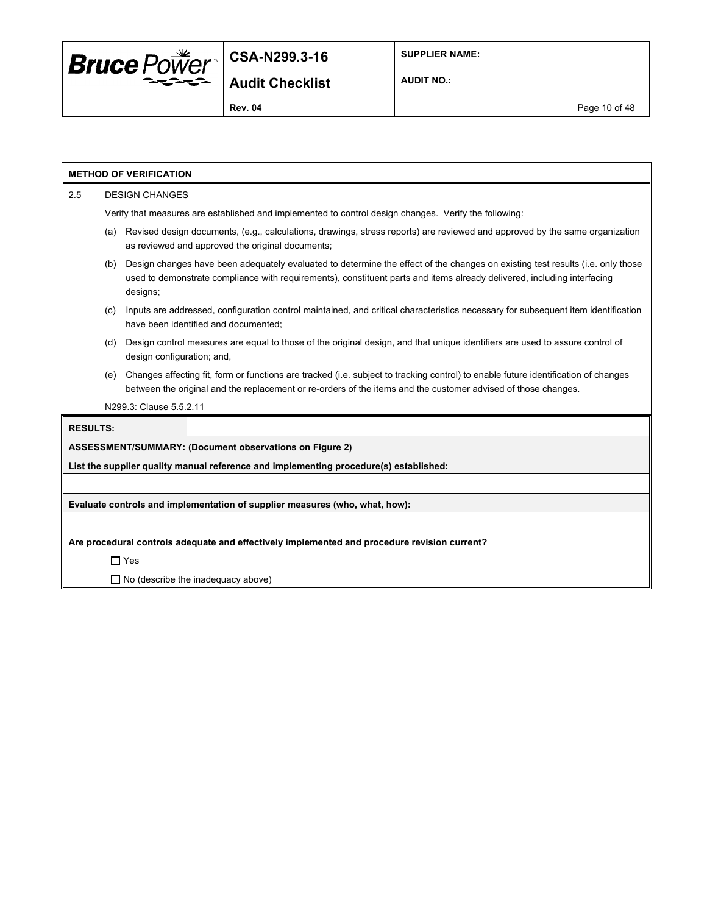**METHOD OF VERIFICATION**

2.5 DESIGN CHANGES

Verify that measures are established and implemented to control design changes. Verify the following:

(a) Revised design documents, (e.g., calculations, drawings, stress reports) are reviewed and approved by the same organization as reviewed and approved the original documents;

(b) Design changes have been adequately evaluated to determine the effect of the changes on existing test results (i.e. only those used to demonstrate compliance with requirements), constituent parts and items already delivered, including interfacing designs;

(c) Inputs are addressed, configuration control maintained, and critical characteristics necessary for subsequent item identification have been identified and documented;

(d) Design control measures are equal to those of the original design, and that unique identifiers are used to assure control of design configuration; and,

(e) Changes affecting fit, form or functions are tracked (i.e. subject to tracking control) to enable future identification of changes between the original and the replacement or re-orders of the items and the customer advised of those changes.

N299.3: Clause 5.5.2.11

| **RESULTS:** | |
|---|---|

**ASSESSMENT/SUMMARY: (Document observations on Figure 2)**

**List the supplier quality manual reference and implementing procedure(s) established:**

**Evaluate controls and implementation of supplier measures (who, what, how):**

**Are procedural controls adequate and effectively implemented and procedure revision current?**

☐ Yes

☐ No (describe the inadequacy above)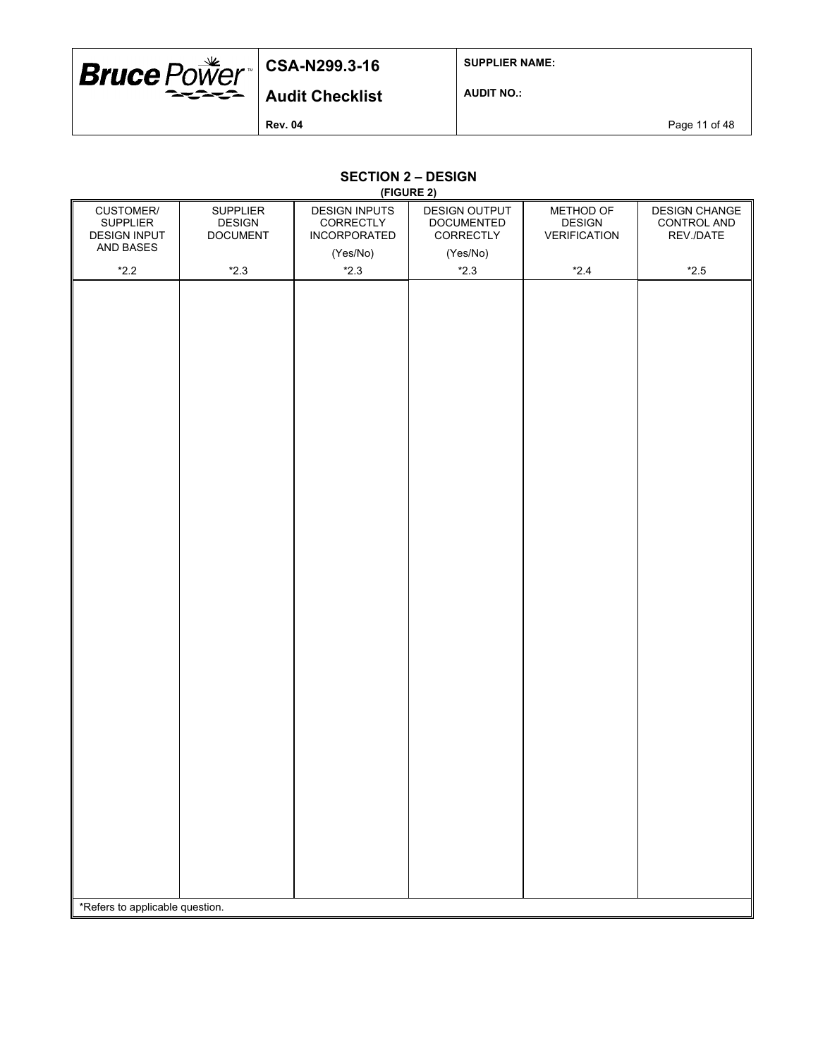## SECTION 2 – DESIGN

**(FIGURE 2)**

| CUSTOMER/ SUPPLIER DESIGN INPUT AND BASES *2.2 | SUPPLIER DESIGN DOCUMENT *2.3 | DESIGN INPUTS CORRECTLY INCORPORATED (Yes/No) *2.3 | DESIGN OUTPUT DOCUMENTED CORRECTLY (Yes/No) *2.3 | METHOD OF DESIGN VERIFICATION *2.4 | DESIGN CHANGE CONTROL AND REV./DATE *2.5 |
|---|---|---|---|---|---|
| | | | | | |

*Refers to applicable question.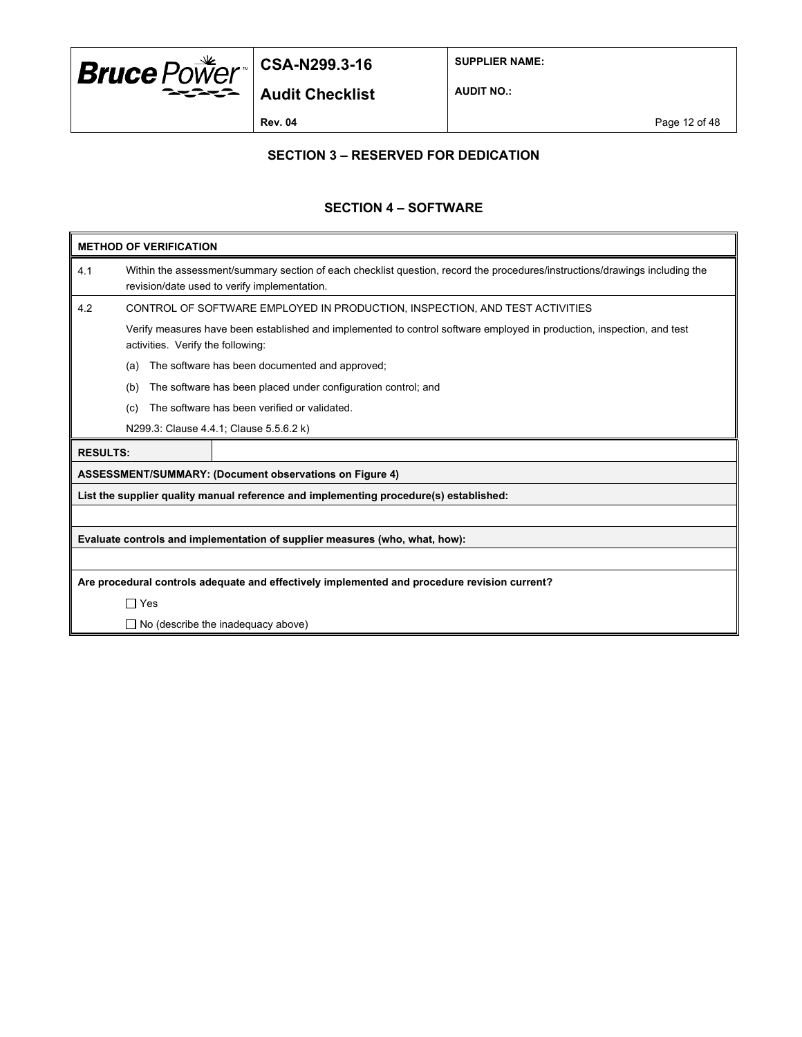## SECTION 3 – RESERVED FOR DEDICATION

## SECTION 4 – SOFTWARE

**METHOD OF VERIFICATION**

4.1 Within the assessment/summary section of each checklist question, record the procedures/instructions/drawings including the revision/date used to verify implementation.

4.2 CONTROL OF SOFTWARE EMPLOYED IN PRODUCTION, INSPECTION, AND TEST ACTIVITIES

Verify measures have been established and implemented to control software employed in production, inspection, and test activities. Verify the following:

(a) The software has been documented and approved;

(b) The software has been placed under configuration control; and

(c) The software has been verified or validated.

N299.3: Clause 4.4.1; Clause 5.5.6.2 k)

| **RESULTS:** | |
|---|---|

**ASSESSMENT/SUMMARY: (Document observations on Figure 4)**

**List the supplier quality manual reference and implementing procedure(s) established:**

**Evaluate controls and implementation of supplier measures (who, what, how):**

**Are procedural controls adequate and effectively implemented and procedure revision current?**

☐ Yes

☐ No (describe the inadequacy above)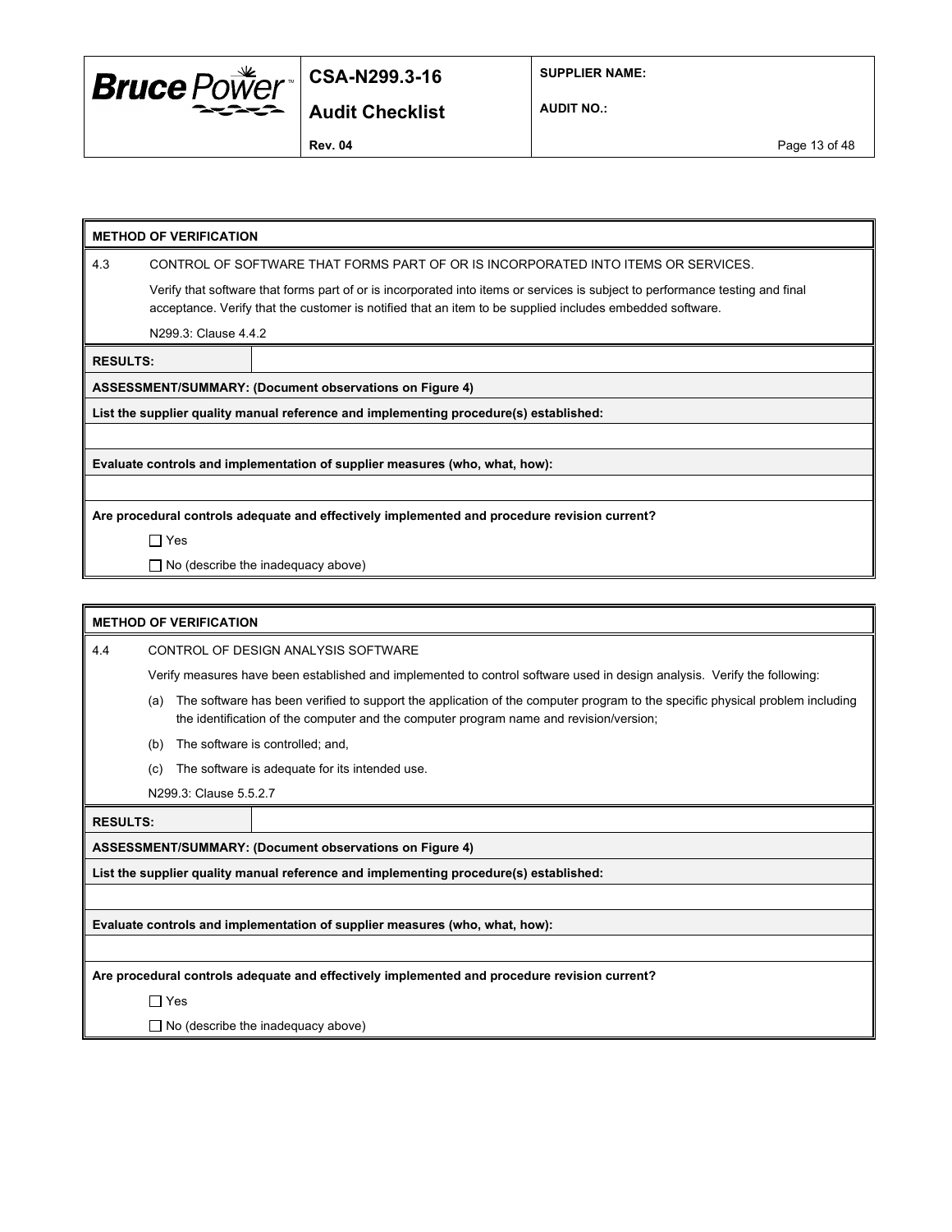**METHOD OF VERIFICATION**

4.3 CONTROL OF SOFTWARE THAT FORMS PART OF OR IS INCORPORATED INTO ITEMS OR SERVICES.

Verify that software that forms part of or is incorporated into items or services is subject to performance testing and final acceptance. Verify that the customer is notified that an item to be supplied includes embedded software.

N299.3: Clause 4.4.2

**RESULTS:**

**ASSESSMENT/SUMMARY: (Document observations on Figure 4)**

**List the supplier quality manual reference and implementing procedure(s) established:**

**Evaluate controls and implementation of supplier measures (who, what, how):**

**Are procedural controls adequate and effectively implemented and procedure revision current?**

☐ Yes

☐ No (describe the inadequacy above)

---

**METHOD OF VERIFICATION**

4.4 CONTROL OF DESIGN ANALYSIS SOFTWARE

Verify measures have been established and implemented to control software used in design analysis. Verify the following:

(a) The software has been verified to support the application of the computer program to the specific physical problem including the identification of the computer and the computer program name and revision/version;

(b) The software is controlled; and,

(c) The software is adequate for its intended use.

N299.3: Clause 5.5.2.7

**RESULTS:**

**ASSESSMENT/SUMMARY: (Document observations on Figure 4)**

**List the supplier quality manual reference and implementing procedure(s) established:**

**Evaluate controls and implementation of supplier measures (who, what, how):**

**Are procedural controls adequate and effectively implemented and procedure revision current?**

☐ Yes

☐ No (describe the inadequacy above)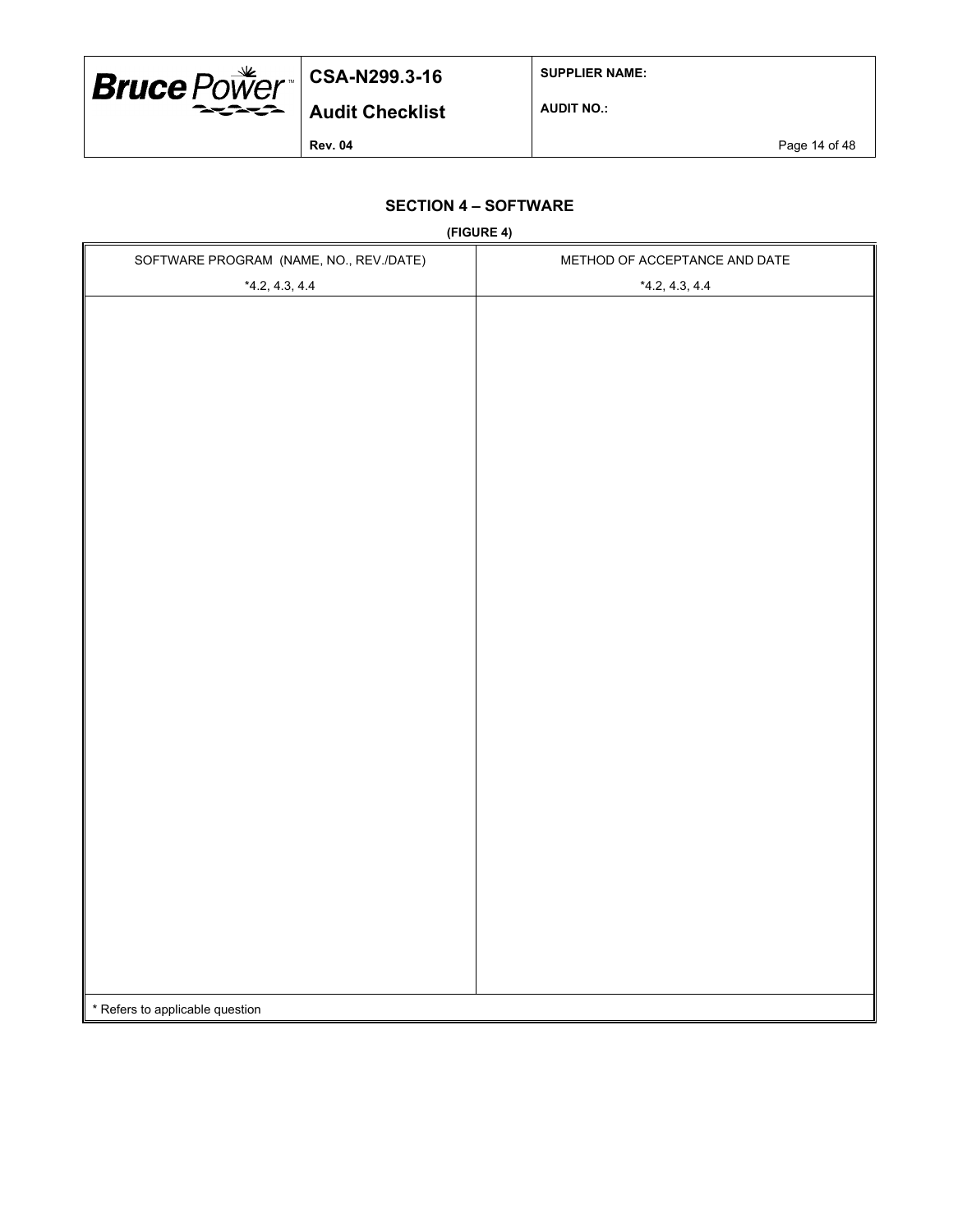## SECTION 4 – SOFTWARE

**(FIGURE 4)**

| SOFTWARE PROGRAM (NAME, NO., REV./DATE) *4.2, 4.3, 4.4 | METHOD OF ACCEPTANCE AND DATE *4.2, 4.3, 4.4 |
|---|---|
| | |

\* Refers to applicable question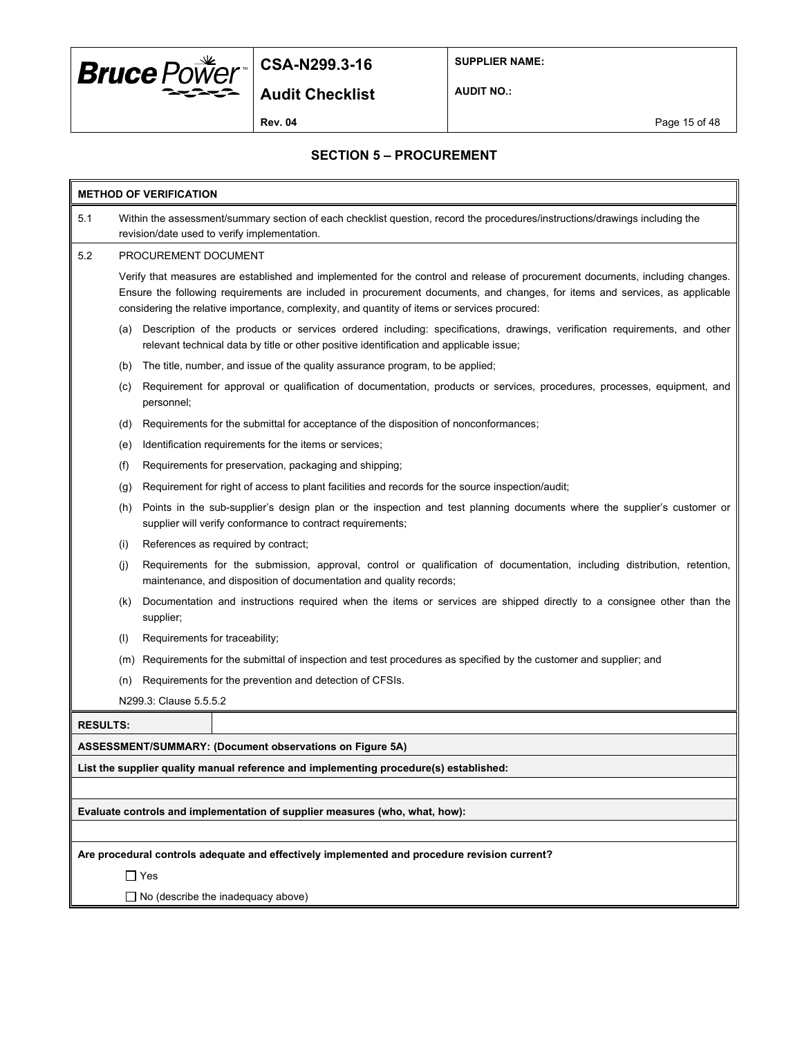## SECTION 5 – PROCUREMENT

**METHOD OF VERIFICATION**

5.1 Within the assessment/summary section of each checklist question, record the procedures/instructions/drawings including the revision/date used to verify implementation.

5.2 PROCUREMENT DOCUMENT

Verify that measures are established and implemented for the control and release of procurement documents, including changes. Ensure the following requirements are included in procurement documents, and changes, for items and services, as applicable considering the relative importance, complexity, and quantity of items or services procured:

(a) Description of the products or services ordered including: specifications, drawings, verification requirements, and other relevant technical data by title or other positive identification and applicable issue;

(b) The title, number, and issue of the quality assurance program, to be applied;

(c) Requirement for approval or qualification of documentation, products or services, procedures, processes, equipment, and personnel;

(d) Requirements for the submittal for acceptance of the disposition of nonconformances;

(e) Identification requirements for the items or services;

(f) Requirements for preservation, packaging and shipping;

(g) Requirement for right of access to plant facilities and records for the source inspection/audit;

(h) Points in the sub-supplier's design plan or the inspection and test planning documents where the supplier's customer or supplier will verify conformance to contract requirements;

(i) References as required by contract;

(j) Requirements for the submission, approval, control or qualification of documentation, including distribution, retention, maintenance, and disposition of documentation and quality records;

(k) Documentation and instructions required when the items or services are shipped directly to a consignee other than the supplier;

(l) Requirements for traceability;

(m) Requirements for the submittal of inspection and test procedures as specified by the customer and supplier; and

(n) Requirements for the prevention and detection of CFSIs.

N299.3: Clause 5.5.5.2

**RESULTS:**

**ASSESSMENT/SUMMARY: (Document observations on Figure 5A)**

**List the supplier quality manual reference and implementing procedure(s) established:**

**Evaluate controls and implementation of supplier measures (who, what, how):**

**Are procedural controls adequate and effectively implemented and procedure revision current?**

☐ Yes

☐ No (describe the inadequacy above)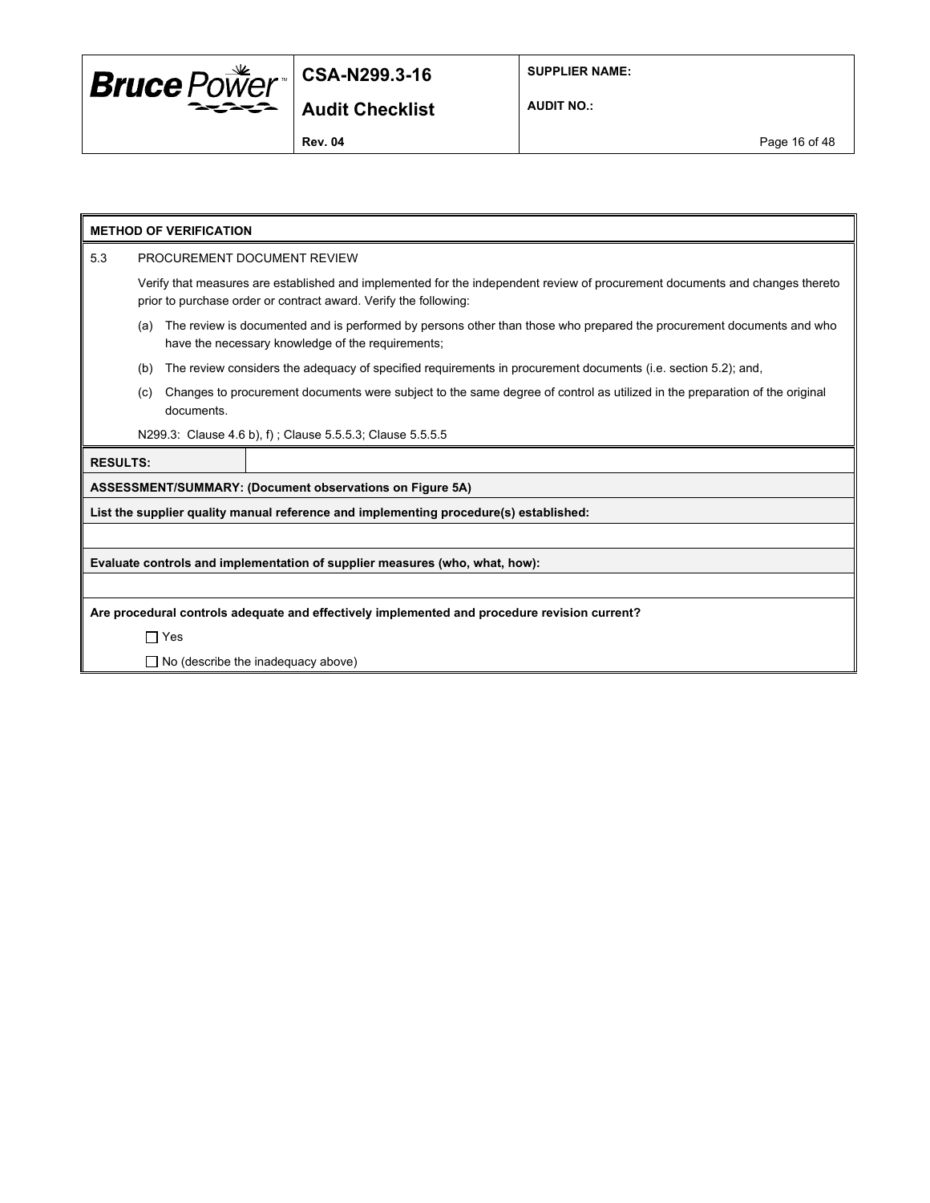**METHOD OF VERIFICATION**

5.3 PROCUREMENT DOCUMENT REVIEW

Verify that measures are established and implemented for the independent review of procurement documents and changes thereto prior to purchase order or contract award. Verify the following:

(a) The review is documented and is performed by persons other than those who prepared the procurement documents and who have the necessary knowledge of the requirements;

(b) The review considers the adequacy of specified requirements in procurement documents (i.e. section 5.2); and,

(c) Changes to procurement documents were subject to the same degree of control as utilized in the preparation of the original documents.

N299.3: Clause 4.6 b), f) ; Clause 5.5.5.3; Clause 5.5.5.5

| **RESULTS:** | |
|---|---|

**ASSESSMENT/SUMMARY: (Document observations on Figure 5A)**

**List the supplier quality manual reference and implementing procedure(s) established:**

**Evaluate controls and implementation of supplier measures (who, what, how):**

**Are procedural controls adequate and effectively implemented and procedure revision current?**

☐ Yes

☐ No (describe the inadequacy above)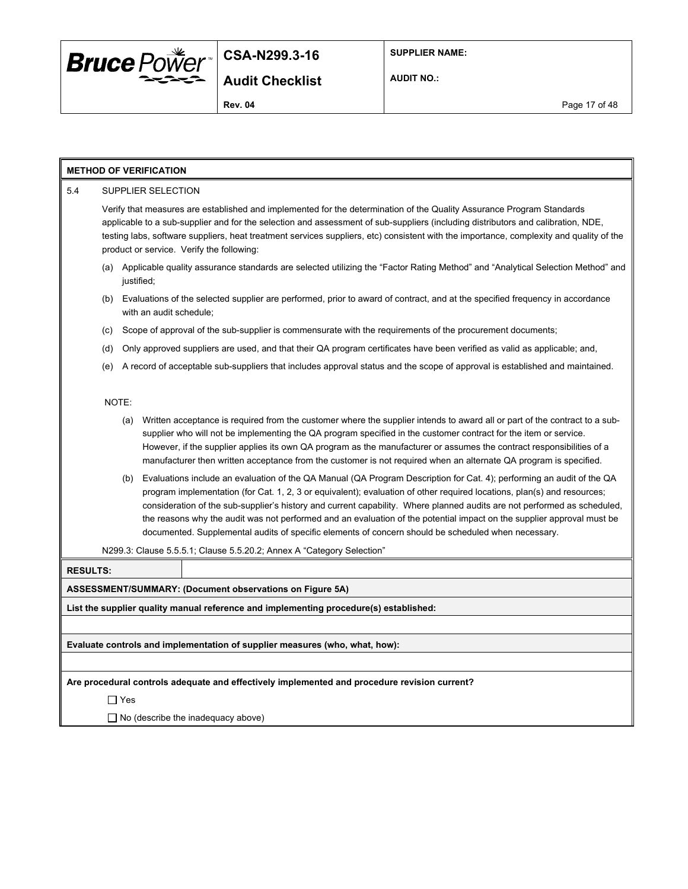**METHOD OF VERIFICATION**

5.4 SUPPLIER SELECTION

Verify that measures are established and implemented for the determination of the Quality Assurance Program Standards applicable to a sub-supplier and for the selection and assessment of sub-suppliers (including distributors and calibration, NDE, testing labs, software suppliers, heat treatment services suppliers, etc) consistent with the importance, complexity and quality of the product or service. Verify the following:

(a) Applicable quality assurance standards are selected utilizing the “Factor Rating Method” and “Analytical Selection Method” and justified;

(b) Evaluations of the selected supplier are performed, prior to award of contract, and at the specified frequency in accordance with an audit schedule;

(c) Scope of approval of the sub-supplier is commensurate with the requirements of the procurement documents;

(d) Only approved suppliers are used, and that their QA program certificates have been verified as valid as applicable; and,

(e) A record of acceptable sub-suppliers that includes approval status and the scope of approval is established and maintained.

NOTE:

(a) Written acceptance is required from the customer where the supplier intends to award all or part of the contract to a sub-supplier who will not be implementing the QA program specified in the customer contract for the item or service. However, if the supplier applies its own QA program as the manufacturer or assumes the contract responsibilities of a manufacturer then written acceptance from the customer is not required when an alternate QA program is specified.

(b) Evaluations include an evaluation of the QA Manual (QA Program Description for Cat. 4); performing an audit of the QA program implementation (for Cat. 1, 2, 3 or equivalent); evaluation of other required locations, plan(s) and resources; consideration of the sub-supplier’s history and current capability. Where planned audits are not performed as scheduled, the reasons why the audit was not performed and an evaluation of the potential impact on the supplier approval must be documented. Supplemental audits of specific elements of concern should be scheduled when necessary.

N299.3: Clause 5.5.5.1; Clause 5.5.20.2; Annex A “Category Selection”

**RESULTS:**

**ASSESSMENT/SUMMARY: (Document observations on Figure 5A)**

**List the supplier quality manual reference and implementing procedure(s) established:**

**Evaluate controls and implementation of supplier measures (who, what, how):**

**Are procedural controls adequate and effectively implemented and procedure revision current?**

☐ Yes

☐ No (describe the inadequacy above)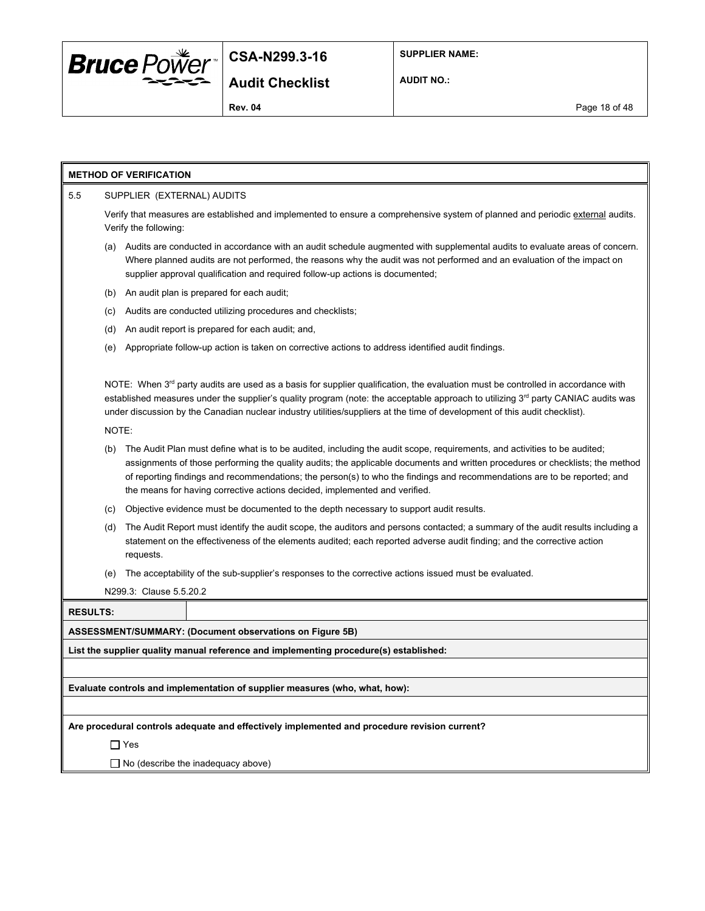**METHOD OF VERIFICATION**

5.5 SUPPLIER (EXTERNAL) AUDITS

Verify that measures are established and implemented to ensure a comprehensive system of planned and periodic external audits. Verify the following:

(a) Audits are conducted in accordance with an audit schedule augmented with supplemental audits to evaluate areas of concern. Where planned audits are not performed, the reasons why the audit was not performed and an evaluation of the impact on supplier approval qualification and required follow-up actions is documented;

(b) An audit plan is prepared for each audit;

(c) Audits are conducted utilizing procedures and checklists;

(d) An audit report is prepared for each audit; and,

(e) Appropriate follow-up action is taken on corrective actions to address identified audit findings.

NOTE: When 3rd party audits are used as a basis for supplier qualification, the evaluation must be controlled in accordance with established measures under the supplier's quality program (note: the acceptable approach to utilizing 3rd party CANIAC audits was under discussion by the Canadian nuclear industry utilities/suppliers at the time of development of this audit checklist).

NOTE:

(b) The Audit Plan must define what is to be audited, including the audit scope, requirements, and activities to be audited; assignments of those performing the quality audits; the applicable documents and written procedures or checklists; the method of reporting findings and recommendations; the person(s) to who the findings and recommendations are to be reported; and the means for having corrective actions decided, implemented and verified.

(c) Objective evidence must be documented to the depth necessary to support audit results.

(d) The Audit Report must identify the audit scope, the auditors and persons contacted; a summary of the audit results including a statement on the effectiveness of the elements audited; each reported adverse audit finding; and the corrective action requests.

(e) The acceptability of the sub-supplier's responses to the corrective actions issued must be evaluated.

N299.3: Clause 5.5.20.2

**RESULTS:**

**ASSESSMENT/SUMMARY: (Document observations on Figure 5B)**

**List the supplier quality manual reference and implementing procedure(s) established:**

**Evaluate controls and implementation of supplier measures (who, what, how):**

**Are procedural controls adequate and effectively implemented and procedure revision current?**

☐ Yes

☐ No (describe the inadequacy above)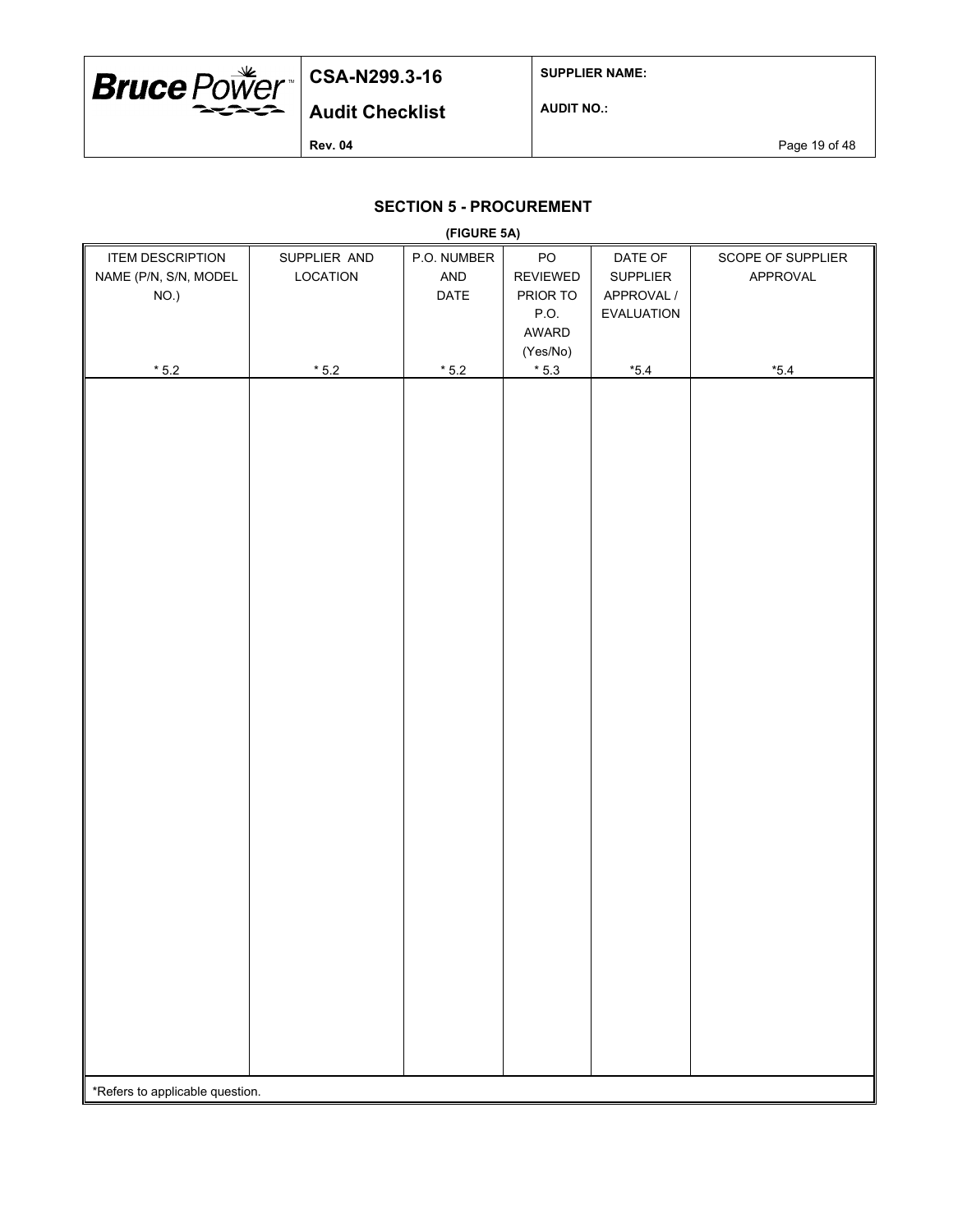## SECTION 5 - PROCUREMENT

**(FIGURE 5A)**

| ITEM DESCRIPTION NAME (P/N, S/N, MODEL NO.) * 5.2 | SUPPLIER AND LOCATION * 5.2 | P.O. NUMBER AND DATE * 5.2 | PO REVIEWED PRIOR TO P.O. AWARD (Yes/No) * 5.3 | DATE OF SUPPLIER APPROVAL / EVALUATION *5.4 | SCOPE OF SUPPLIER APPROVAL *5.4 |
|---|---|---|---|---|---|
| | | | | | |

*Refers to applicable question.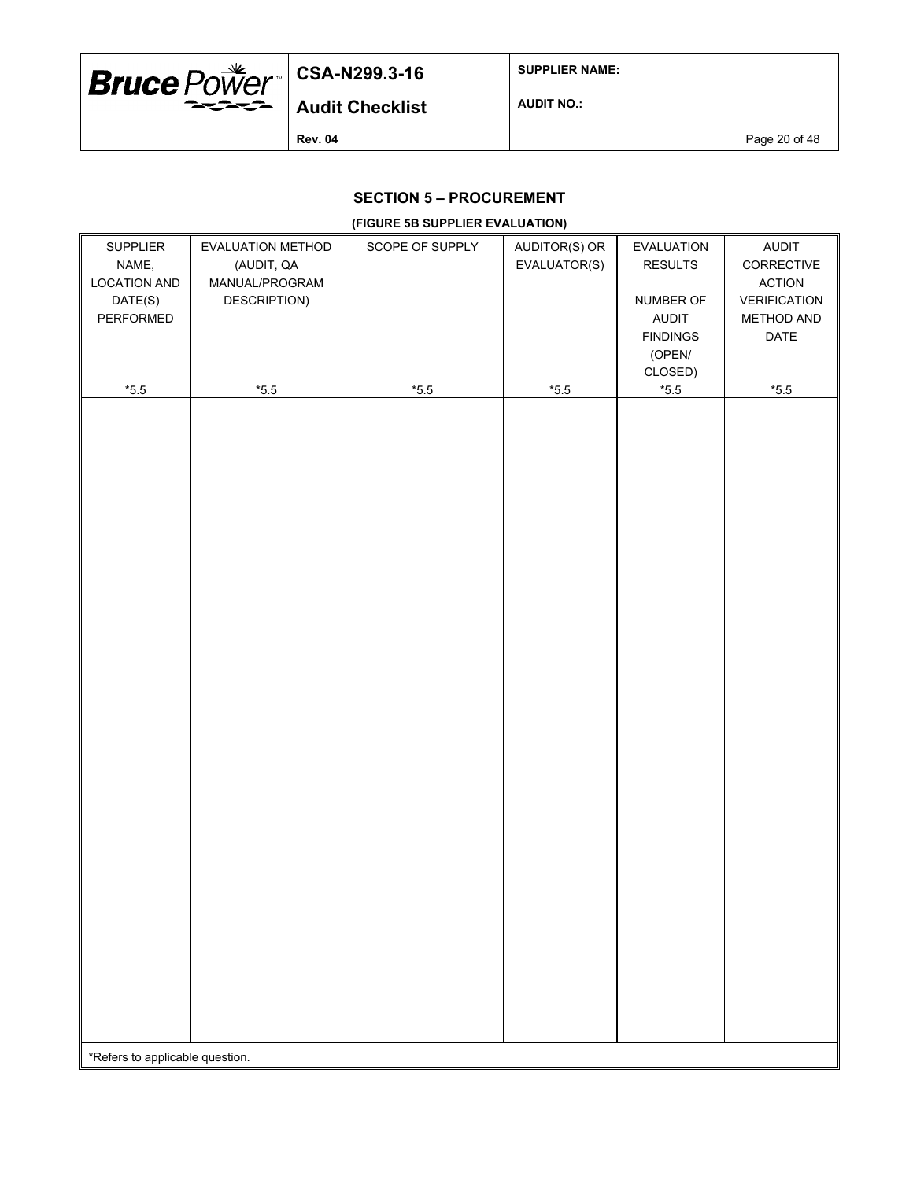## SECTION 5 – PROCUREMENT

**(FIGURE 5B SUPPLIER EVALUATION)**

| SUPPLIER NAME, LOCATION AND DATE(S) PERFORMED *5.5 | EVALUATION METHOD (AUDIT, QA MANUAL/PROGRAM DESCRIPTION) *5.5 | SCOPE OF SUPPLY *5.5 | AUDITOR(S) OR EVALUATOR(S) *5.5 | EVALUATION RESULTS NUMBER OF AUDIT FINDINGS (OPEN/ CLOSED) *5.5 | AUDIT CORRECTIVE ACTION VERIFICATION METHOD AND DATE *5.5 |
|---|---|---|---|---|---|
| | | | | | |

*Refers to applicable question.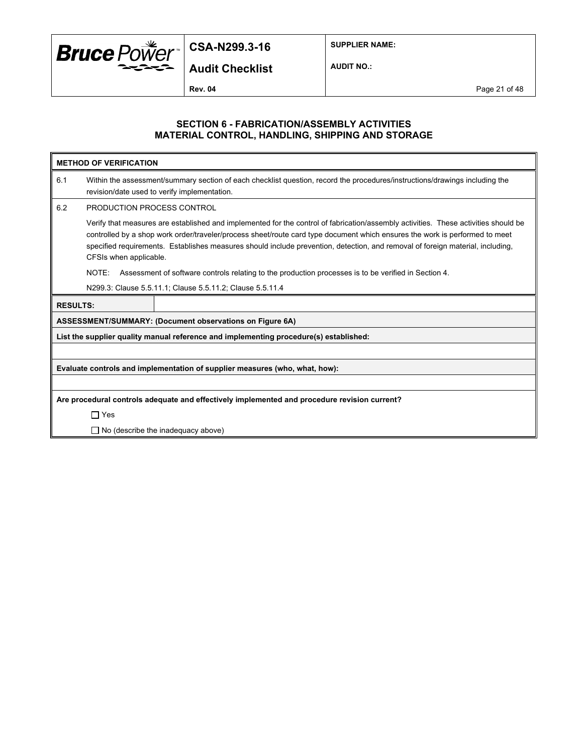## SECTION 6 - FABRICATION/ASSEMBLY ACTIVITIES
## MATERIAL CONTROL, HANDLING, SHIPPING AND STORAGE

| METHOD OF VERIFICATION | |
|---|---|
| 6.1 | Within the assessment/summary section of each checklist question, record the procedures/instructions/drawings including the revision/date used to verify implementation. |
| 6.2 | PRODUCTION PROCESS CONTROL<br><br>Verify that measures are established and implemented for the control of fabrication/assembly activities. These activities should be controlled by a shop work order/traveler/process sheet/route card type document which ensures the work is performed to meet specified requirements. Establishes measures should include prevention, detection, and removal of foreign material, including, CFSIs when applicable.<br><br>NOTE: Assessment of software controls relating to the production processes is to be verified in Section 4.<br><br>N299.3: Clause 5.5.11.1; Clause 5.5.11.2; Clause 5.5.11.4 |

**RESULTS:**

**ASSESSMENT/SUMMARY: (Document observations on Figure 6A)**

**List the supplier quality manual reference and implementing procedure(s) established:**

**Evaluate controls and implementation of supplier measures (who, what, how):**

**Are procedural controls adequate and effectively implemented and procedure revision current?**

☐ Yes

☐ No (describe the inadequacy above)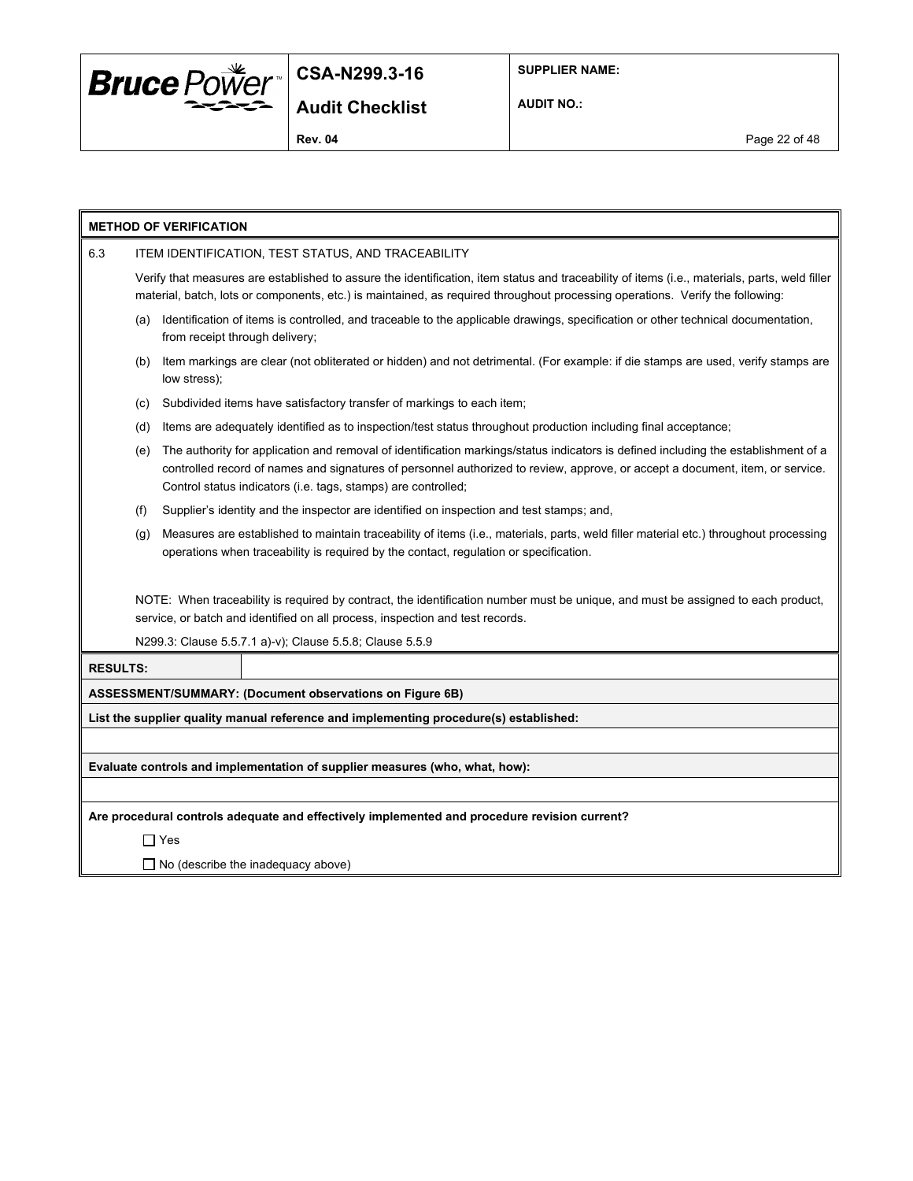**METHOD OF VERIFICATION**

6.3 ITEM IDENTIFICATION, TEST STATUS, AND TRACEABILITY

Verify that measures are established to assure the identification, item status and traceability of items (i.e., materials, parts, weld filler material, batch, lots or components, etc.) is maintained, as required throughout processing operations. Verify the following:

(a) Identification of items is controlled, and traceable to the applicable drawings, specification or other technical documentation, from receipt through delivery;

(b) Item markings are clear (not obliterated or hidden) and not detrimental. (For example: if die stamps are used, verify stamps are low stress);

(c) Subdivided items have satisfactory transfer of markings to each item;

(d) Items are adequately identified as to inspection/test status throughout production including final acceptance;

(e) The authority for application and removal of identification markings/status indicators is defined including the establishment of a controlled record of names and signatures of personnel authorized to review, approve, or accept a document, item, or service. Control status indicators (i.e. tags, stamps) are controlled;

(f) Supplier's identity and the inspector are identified on inspection and test stamps; and,

(g) Measures are established to maintain traceability of items (i.e., materials, parts, weld filler material etc.) throughout processing operations when traceability is required by the contact, regulation or specification.

NOTE: When traceability is required by contract, the identification number must be unique, and must be assigned to each product, service, or batch and identified on all process, inspection and test records.

N299.3: Clause 5.5.7.1 a)-v); Clause 5.5.8; Clause 5.5.9

**RESULTS:**

**ASSESSMENT/SUMMARY: (Document observations on Figure 6B)**

**List the supplier quality manual reference and implementing procedure(s) established:**

**Evaluate controls and implementation of supplier measures (who, what, how):**

**Are procedural controls adequate and effectively implemented and procedure revision current?**

☐ Yes

☐ No (describe the inadequacy above)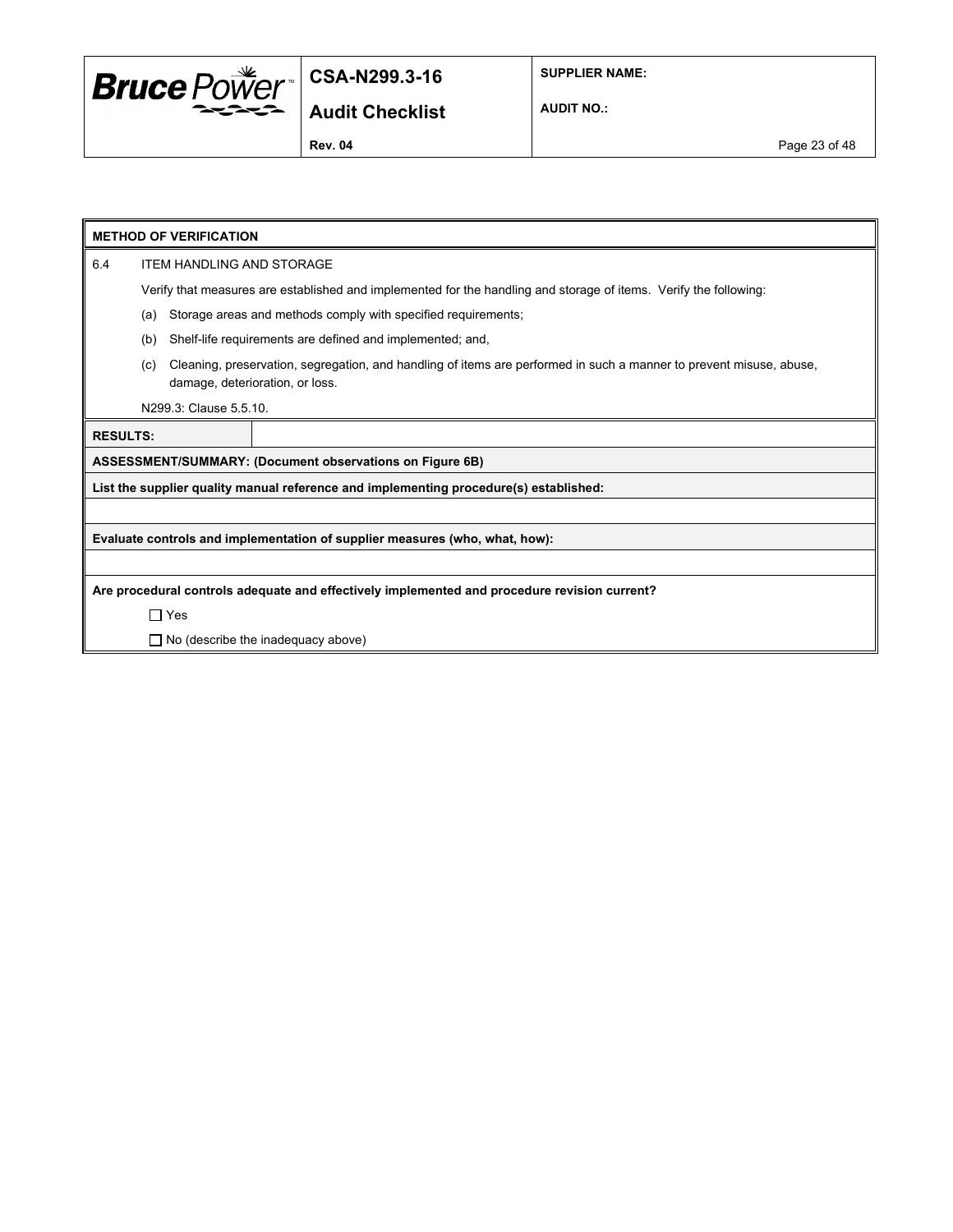**METHOD OF VERIFICATION**

6.4 ITEM HANDLING AND STORAGE

Verify that measures are established and implemented for the handling and storage of items. Verify the following:

(a) Storage areas and methods comply with specified requirements;

(b) Shelf-life requirements are defined and implemented; and,

(c) Cleaning, preservation, segregation, and handling of items are performed in such a manner to prevent misuse, abuse, damage, deterioration, or loss.

N299.3: Clause 5.5.10.

| **RESULTS:** | |
|---|---|

**ASSESSMENT/SUMMARY: (Document observations on Figure 6B)**

**List the supplier quality manual reference and implementing procedure(s) established:**

**Evaluate controls and implementation of supplier measures (who, what, how):**

**Are procedural controls adequate and effectively implemented and procedure revision current?**

☐ Yes

☐ No (describe the inadequacy above)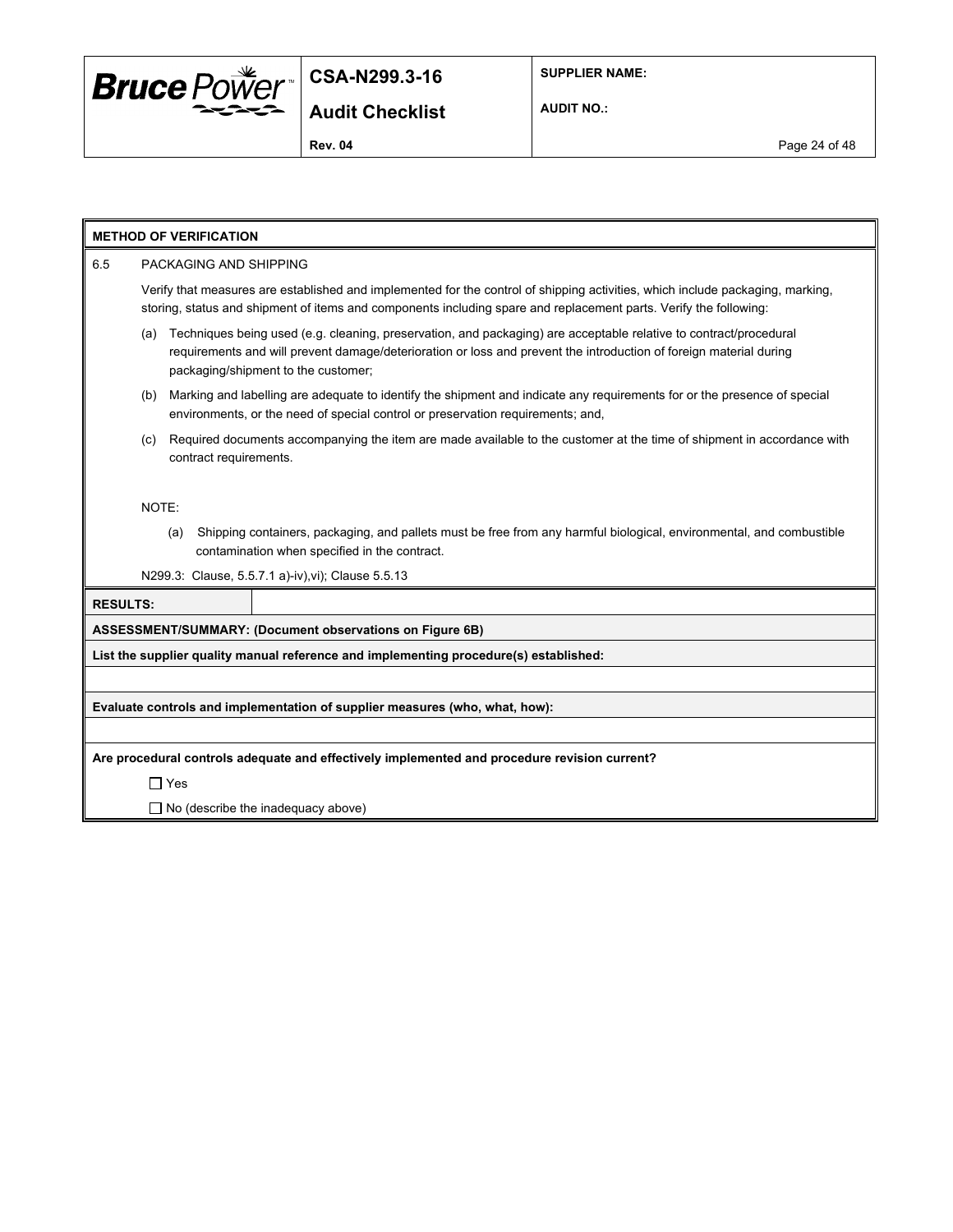**METHOD OF VERIFICATION**

6.5 PACKAGING AND SHIPPING

Verify that measures are established and implemented for the control of shipping activities, which include packaging, marking, storing, status and shipment of items and components including spare and replacement parts. Verify the following:

(a) Techniques being used (e.g. cleaning, preservation, and packaging) are acceptable relative to contract/procedural requirements and will prevent damage/deterioration or loss and prevent the introduction of foreign material during packaging/shipment to the customer;

(b) Marking and labelling are adequate to identify the shipment and indicate any requirements for or the presence of special environments, or the need of special control or preservation requirements; and,

(c) Required documents accompanying the item are made available to the customer at the time of shipment in accordance with contract requirements.

NOTE:

(a) Shipping containers, packaging, and pallets must be free from any harmful biological, environmental, and combustible contamination when specified in the contract.

N299.3: Clause, 5.5.7.1 a)-iv),vi); Clause 5.5.13

**RESULTS:**

**ASSESSMENT/SUMMARY: (Document observations on Figure 6B)**

**List the supplier quality manual reference and implementing procedure(s) established:**

**Evaluate controls and implementation of supplier measures (who, what, how):**

**Are procedural controls adequate and effectively implemented and procedure revision current?**

☐ Yes

☐ No (describe the inadequacy above)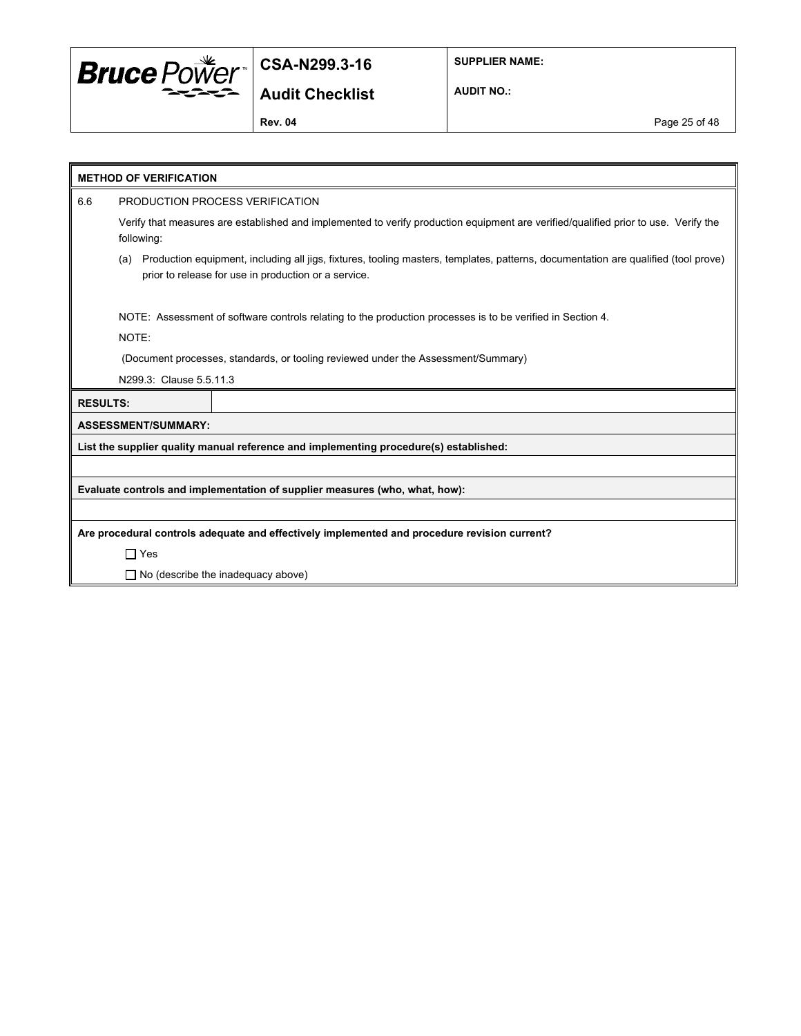**METHOD OF VERIFICATION**

6.6 PRODUCTION PROCESS VERIFICATION

Verify that measures are established and implemented to verify production equipment are verified/qualified prior to use. Verify the following:

(a) Production equipment, including all jigs, fixtures, tooling masters, templates, patterns, documentation are qualified (tool prove) prior to release for use in production or a service.

NOTE: Assessment of software controls relating to the production processes is to be verified in Section 4.

NOTE:

(Document processes, standards, or tooling reviewed under the Assessment/Summary)

N299.3: Clause 5.5.11.3

| **RESULTS:** | |
|---|---|

**ASSESSMENT/SUMMARY:**

**List the supplier quality manual reference and implementing procedure(s) established:**

**Evaluate controls and implementation of supplier measures (who, what, how):**

**Are procedural controls adequate and effectively implemented and procedure revision current?**

- ☐ Yes
- ☐ No (describe the inadequacy above)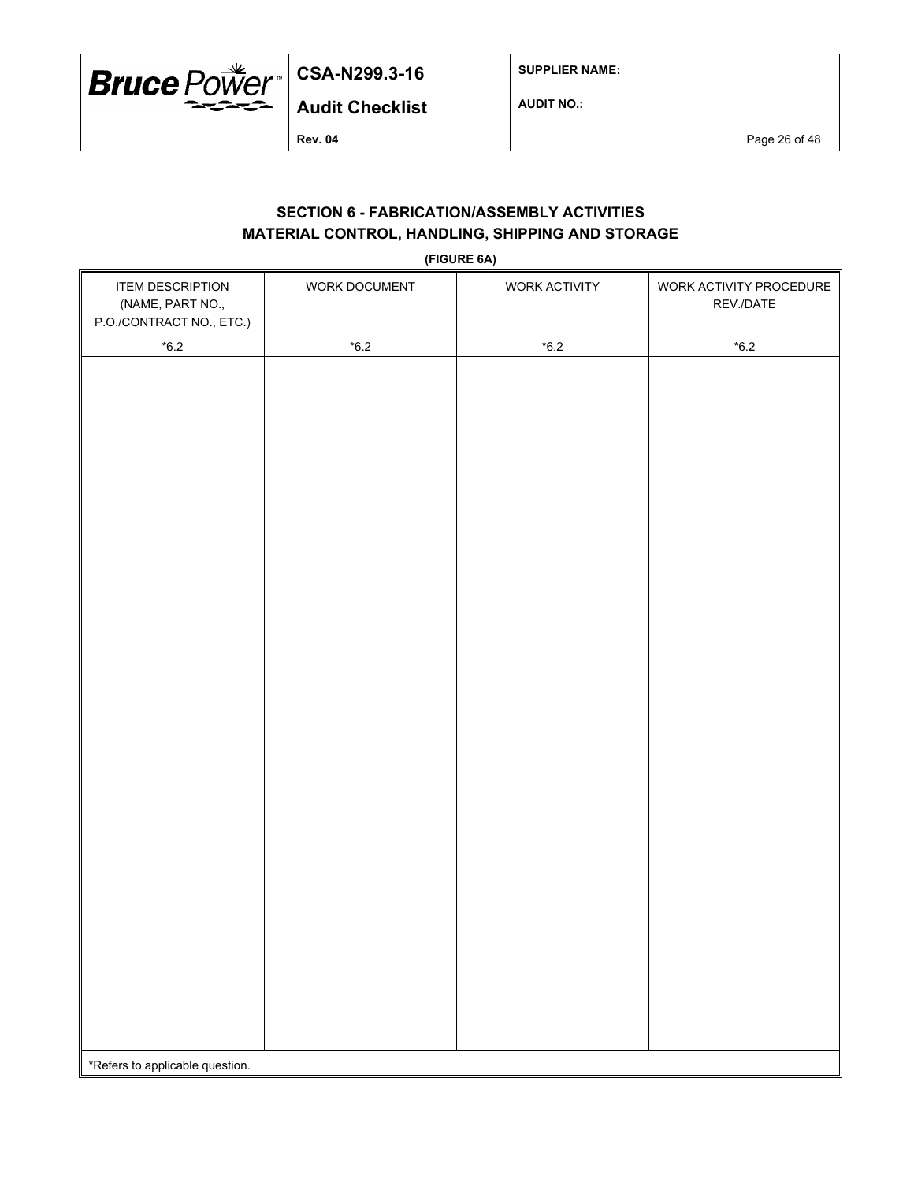## SECTION 6 - FABRICATION/ASSEMBLY ACTIVITIES
## MATERIAL CONTROL, HANDLING, SHIPPING AND STORAGE

**(FIGURE 6A)**

| ITEM DESCRIPTION (NAME, PART NO., P.O./CONTRACT NO., ETC.) *6.2 | WORK DOCUMENT *6.2 | WORK ACTIVITY *6.2 | WORK ACTIVITY PROCEDURE REV./DATE *6.2 |
|---|---|---|---|
| | | | |

*Refers to applicable question.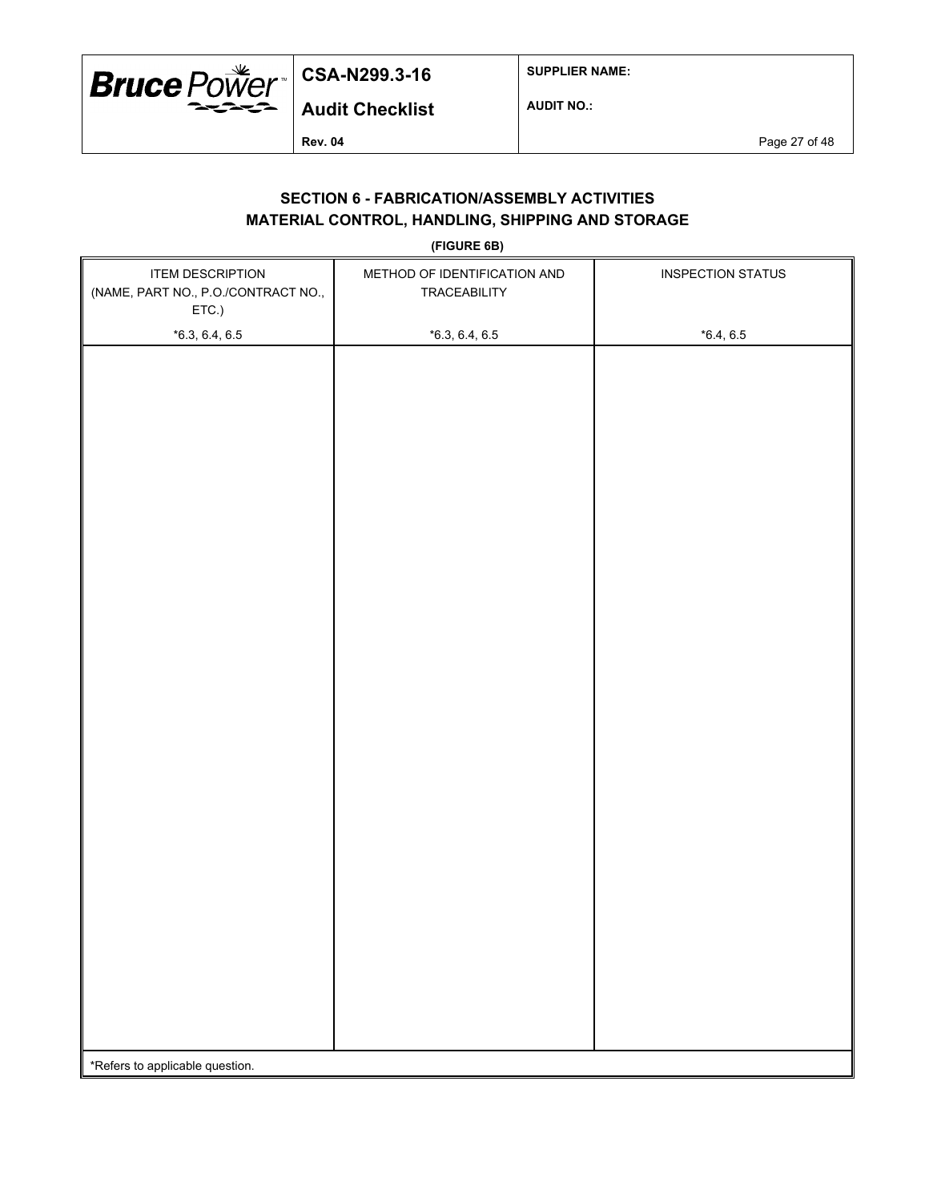## SECTION 6 - FABRICATION/ASSEMBLY ACTIVITIES
## MATERIAL CONTROL, HANDLING, SHIPPING AND STORAGE

**(FIGURE 6B)**

| ITEM DESCRIPTION (NAME, PART NO., P.O./CONTRACT NO., ETC.) *6.3, 6.4, 6.5 | METHOD OF IDENTIFICATION AND TRACEABILITY *6.3, 6.4, 6.5 | INSPECTION STATUS *6.4, 6.5 |
|---|---|---|
| | | |

*Refers to applicable question.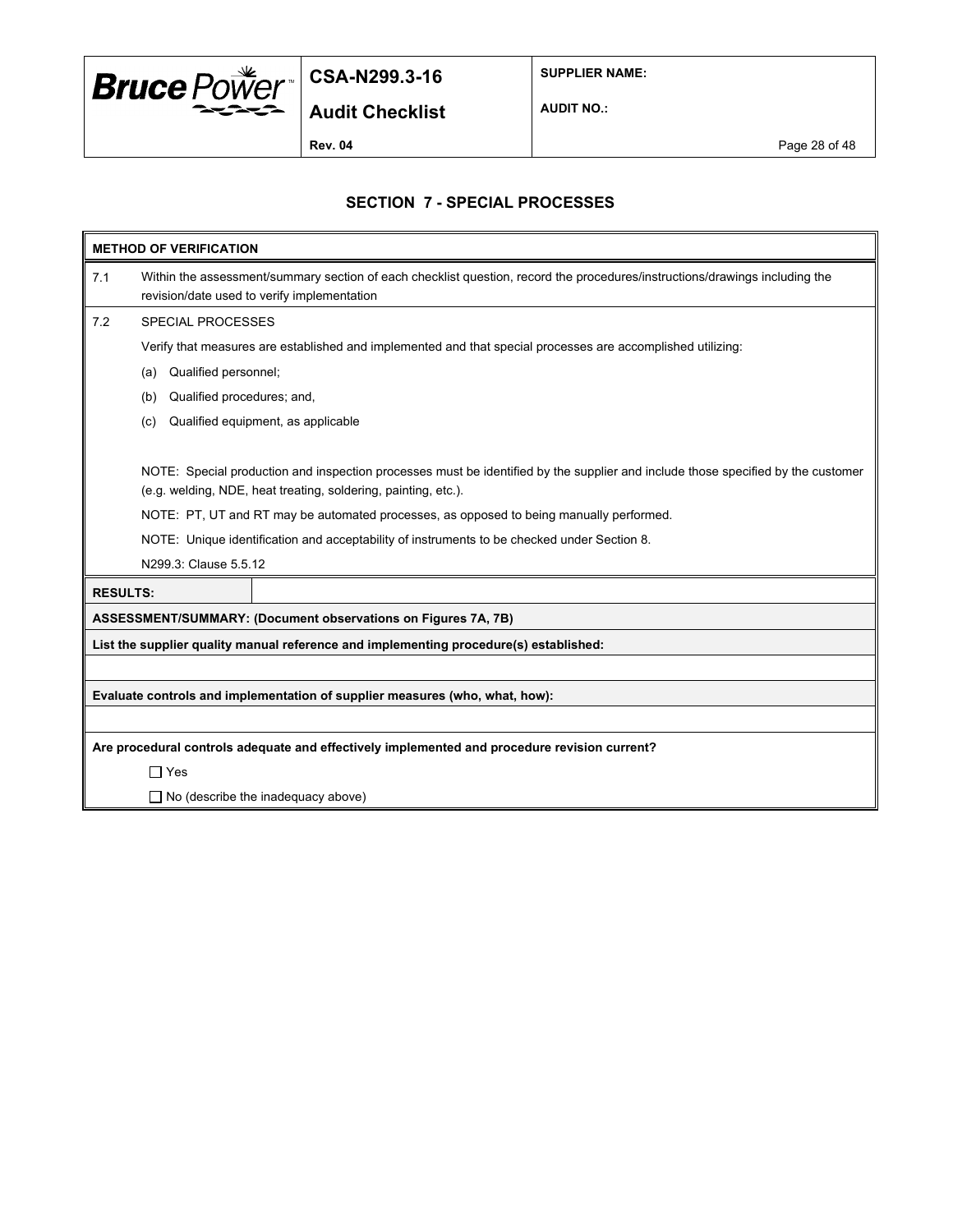## SECTION 7 - SPECIAL PROCESSES

**METHOD OF VERIFICATION**

7.1 Within the assessment/summary section of each checklist question, record the procedures/instructions/drawings including the revision/date used to verify implementation

7.2 SPECIAL PROCESSES

Verify that measures are established and implemented and that special processes are accomplished utilizing:

(a) Qualified personnel;

(b) Qualified procedures; and,

(c) Qualified equipment, as applicable

NOTE: Special production and inspection processes must be identified by the supplier and include those specified by the customer (e.g. welding, NDE, heat treating, soldering, painting, etc.).

NOTE: PT, UT and RT may be automated processes, as opposed to being manually performed.

NOTE: Unique identification and acceptability of instruments to be checked under Section 8.

N299.3: Clause 5.5.12

| **RESULTS:** | |
|---|---|

**ASSESSMENT/SUMMARY: (Document observations on Figures 7A, 7B)**

**List the supplier quality manual reference and implementing procedure(s) established:**

**Evaluate controls and implementation of supplier measures (who, what, how):**

**Are procedural controls adequate and effectively implemented and procedure revision current?**

☐ Yes

☐ No (describe the inadequacy above)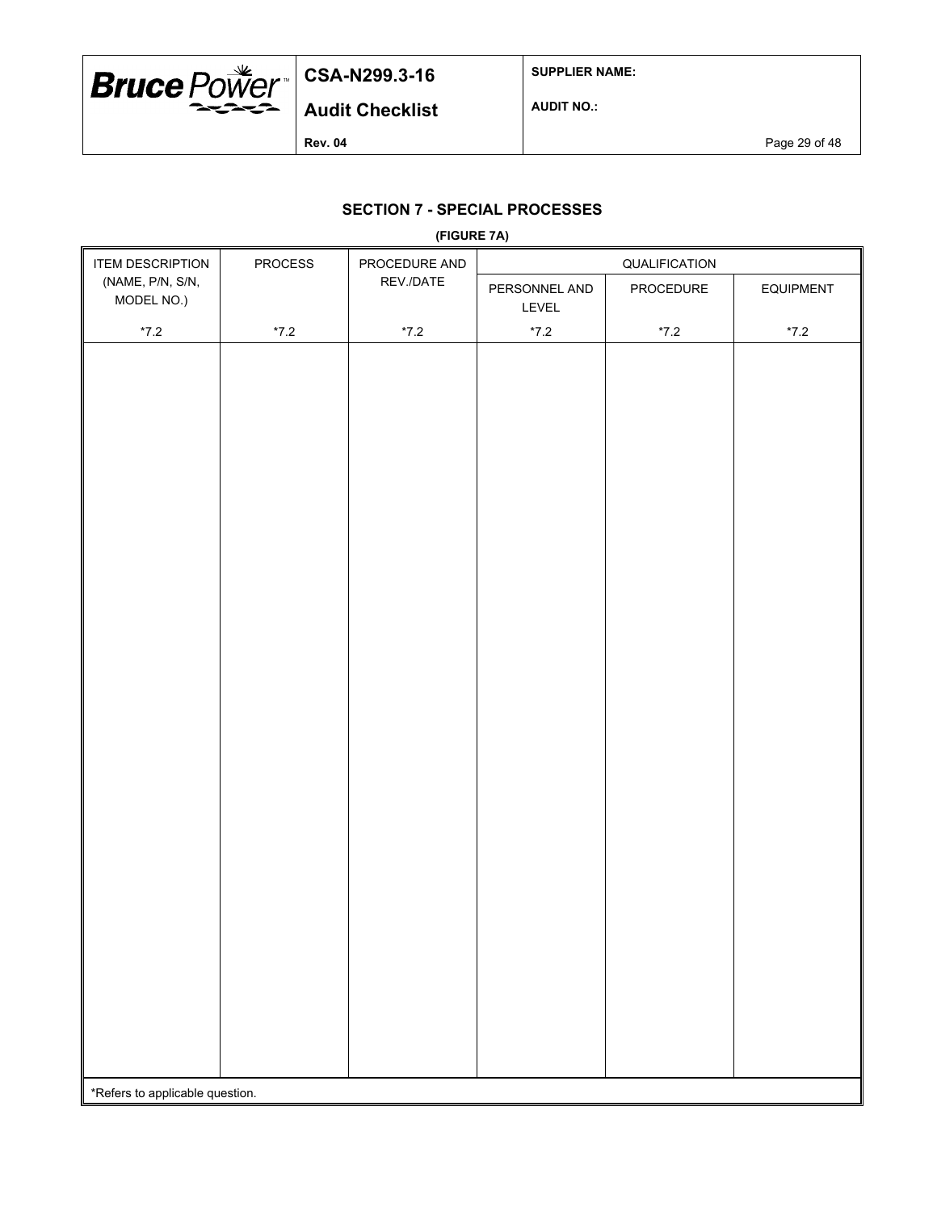## SECTION 7 - SPECIAL PROCESSES

**(FIGURE 7A)**

| ITEM DESCRIPTION (NAME, P/N, S/N, MODEL NO.) | PROCESS | PROCEDURE AND REV./DATE | QUALIFICATION | | |
|---|---|---|---|---|---|
| | | | PERSONNEL AND LEVEL | PROCEDURE | EQUIPMENT |
| *7.2 | *7.2 | *7.2 | *7.2 | *7.2 | *7.2 |
| | | | | | |

*Refers to applicable question.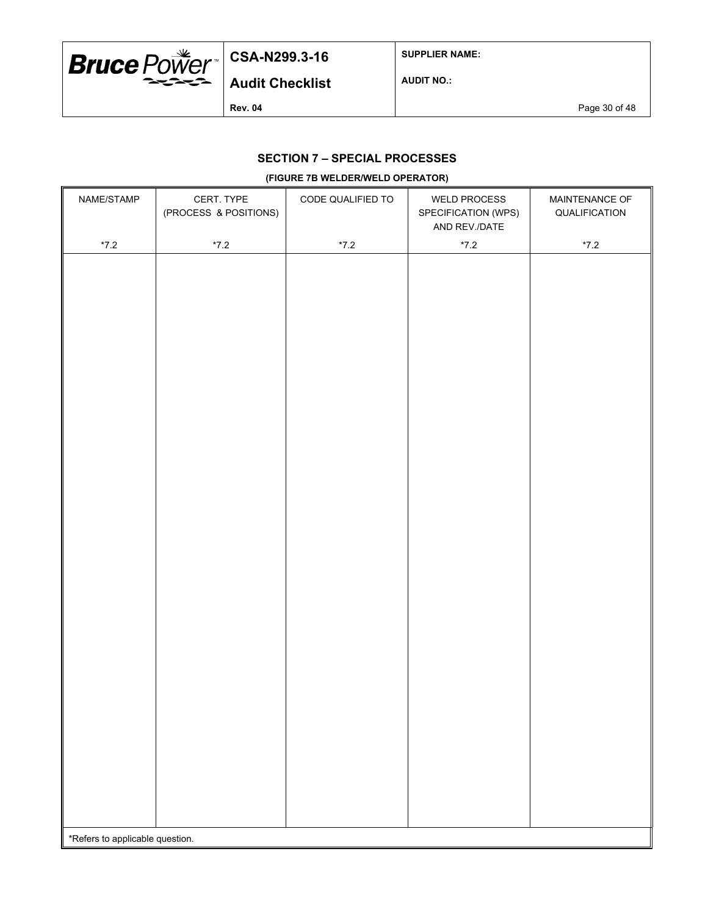## SECTION 7 – SPECIAL PROCESSES

**(FIGURE 7B WELDER/WELD OPERATOR)**

| NAME/STAMP | CERT. TYPE (PROCESS & POSITIONS) | CODE QUALIFIED TO | WELD PROCESS SPECIFICATION (WPS) AND REV./DATE | MAINTENANCE OF QUALIFICATION |
|---|---|---|---|---|
| *7.2 | *7.2 | *7.2 | *7.2 | *7.2 |
| | | | | |

*Refers to applicable question.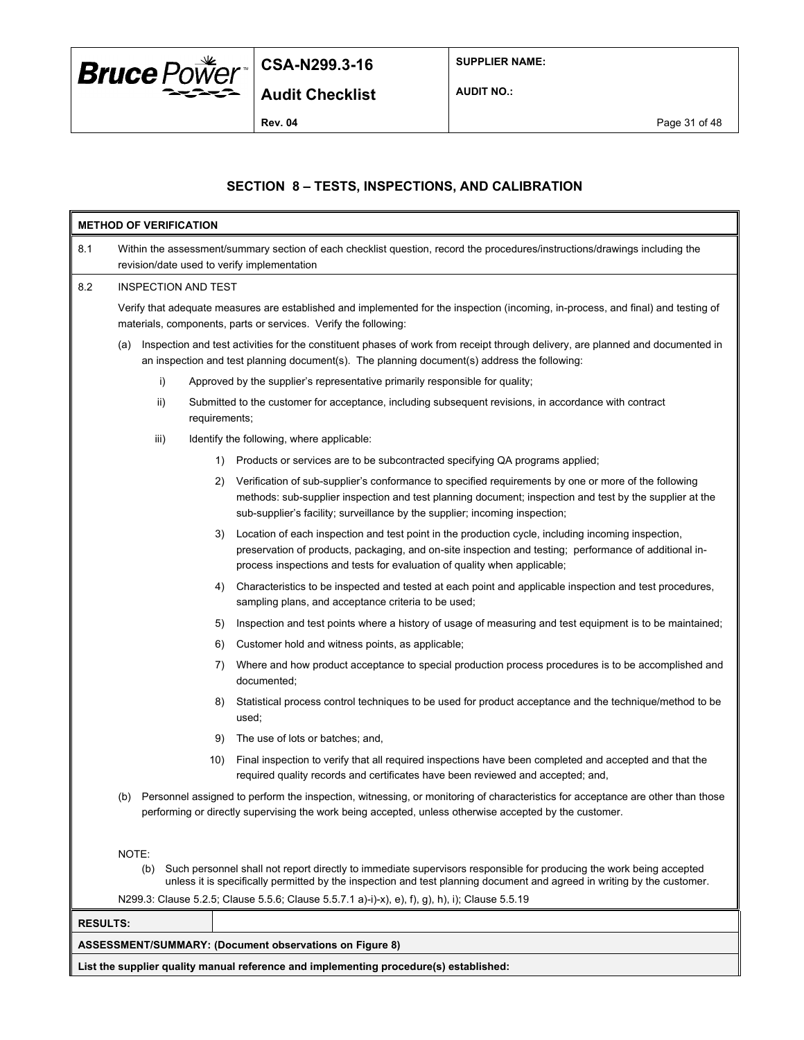## SECTION 8 – TESTS, INSPECTIONS, AND CALIBRATION

**METHOD OF VERIFICATION**

8.1 Within the assessment/summary section of each checklist question, record the procedures/instructions/drawings including the revision/date used to verify implementation

8.2 INSPECTION AND TEST

Verify that adequate measures are established and implemented for the inspection (incoming, in-process, and final) and testing of materials, components, parts or services. Verify the following:

(a) Inspection and test activities for the constituent phases of work from receipt through delivery, are planned and documented in an inspection and test planning document(s). The planning document(s) address the following:

  i) Approved by the supplier's representative primarily responsible for quality;

  ii) Submitted to the customer for acceptance, including subsequent revisions, in accordance with contract requirements;

  iii) Identify the following, where applicable:

    1) Products or services are to be subcontracted specifying QA programs applied;

    2) Verification of sub-supplier's conformance to specified requirements by one or more of the following methods: sub-supplier inspection and test planning document; inspection and test by the supplier at the sub-supplier's facility; surveillance by the supplier; incoming inspection;

    3) Location of each inspection and test point in the production cycle, including incoming inspection, preservation of products, packaging, and on-site inspection and testing; performance of additional in-process inspections and tests for evaluation of quality when applicable;

    4) Characteristics to be inspected and tested at each point and applicable inspection and test procedures, sampling plans, and acceptance criteria to be used;

    5) Inspection and test points where a history of usage of measuring and test equipment is to be maintained;

    6) Customer hold and witness points, as applicable;

    7) Where and how product acceptance to special production process procedures is to be accomplished and documented;

    8) Statistical process control techniques to be used for product acceptance and the technique/method to be used;

    9) The use of lots or batches; and,

    10) Final inspection to verify that all required inspections have been completed and accepted and that the required quality records and certificates have been reviewed and accepted; and,

(b) Personnel assigned to perform the inspection, witnessing, or monitoring of characteristics for acceptance are other than those performing or directly supervising the work being accepted, unless otherwise accepted by the customer.

NOTE:

(b) Such personnel shall not report directly to immediate supervisors responsible for producing the work being accepted unless it is specifically permitted by the inspection and test planning document and agreed in writing by the customer.

N299.3: Clause 5.2.5; Clause 5.5.6; Clause 5.5.7.1 a)-i)-x), e), f), g), h), i); Clause 5.5.19

| **RESULTS:** | |
|---|---|

**ASSESSMENT/SUMMARY: (Document observations on Figure 8)**

**List the supplier quality manual reference and implementing procedure(s) established:**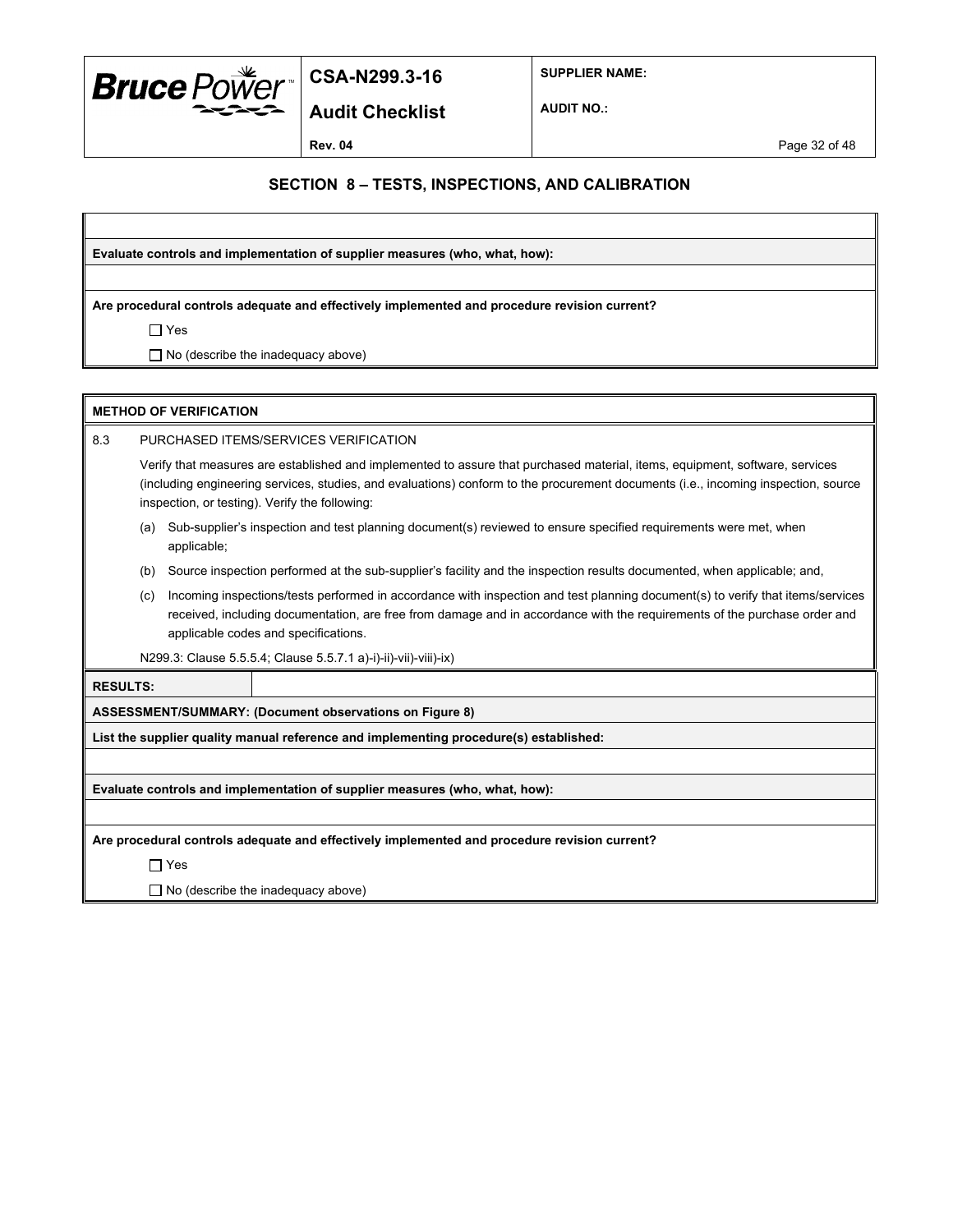## SECTION 8 – TESTS, INSPECTIONS, AND CALIBRATION

**Evaluate controls and implementation of supplier measures (who, what, how):**

**Are procedural controls adequate and effectively implemented and procedure revision current?**

☐ Yes

☐ No (describe the inadequacy above)

**METHOD OF VERIFICATION**

8.3 PURCHASED ITEMS/SERVICES VERIFICATION

Verify that measures are established and implemented to assure that purchased material, items, equipment, software, services (including engineering services, studies, and evaluations) conform to the procurement documents (i.e., incoming inspection, source inspection, or testing). Verify the following:

(a) Sub-supplier's inspection and test planning document(s) reviewed to ensure specified requirements were met, when applicable;

(b) Source inspection performed at the sub-supplier's facility and the inspection results documented, when applicable; and,

(c) Incoming inspections/tests performed in accordance with inspection and test planning document(s) to verify that items/services received, including documentation, are free from damage and in accordance with the requirements of the purchase order and applicable codes and specifications.

N299.3: Clause 5.5.5.4; Clause 5.5.7.1 a)-i)-ii)-vii)-viii)-ix)

**RESULTS:**

**ASSESSMENT/SUMMARY: (Document observations on Figure 8)**

**List the supplier quality manual reference and implementing procedure(s) established:**

**Evaluate controls and implementation of supplier measures (who, what, how):**

**Are procedural controls adequate and effectively implemented and procedure revision current?**

☐ Yes

☐ No (describe the inadequacy above)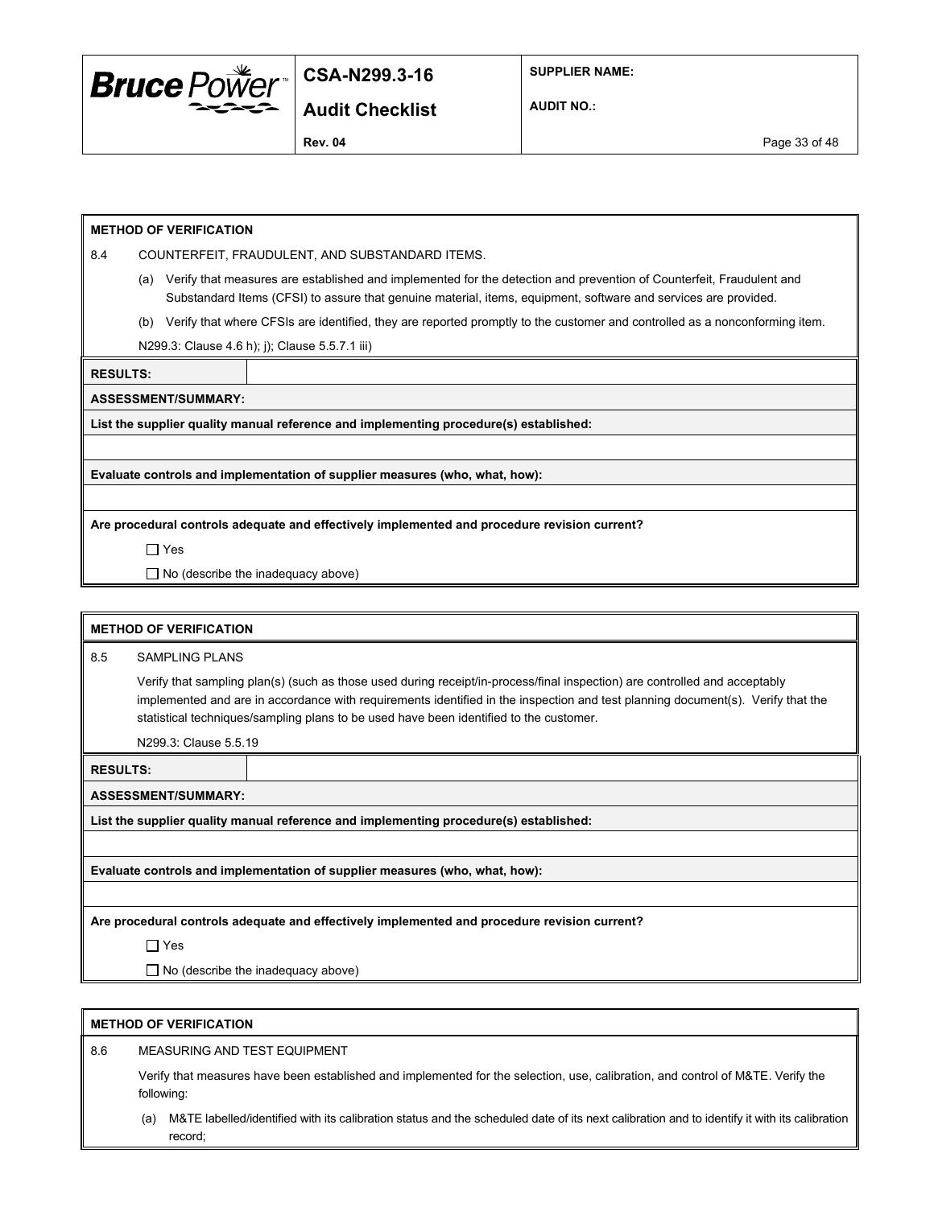**METHOD OF VERIFICATION**

8.4 COUNTERFEIT, FRAUDULENT, AND SUBSTANDARD ITEMS.

(a) Verify that measures are established and implemented for the detection and prevention of Counterfeit, Fraudulent and Substandard Items (CFSI) to assure that genuine material, items, equipment, software and services are provided.

(b) Verify that where CFSIs are identified, they are reported promptly to the customer and controlled as a nonconforming item.

N299.3: Clause 4.6 h); j); Clause 5.5.7.1 iii)

| **RESULTS:** | |
|---|---|

**ASSESSMENT/SUMMARY:**

**List the supplier quality manual reference and implementing procedure(s) established:**

**Evaluate controls and implementation of supplier measures (who, what, how):**

**Are procedural controls adequate and effectively implemented and procedure revision current?**

☐ Yes

☐ No (describe the inadequacy above)

**METHOD OF VERIFICATION**

8.5 SAMPLING PLANS

Verify that sampling plan(s) (such as those used during receipt/in-process/final inspection) are controlled and acceptably implemented and are in accordance with requirements identified in the inspection and test planning document(s). Verify that the statistical techniques/sampling plans to be used have been identified to the customer.

N299.3: Clause 5.5.19

| **RESULTS:** | |
|---|---|

**ASSESSMENT/SUMMARY:**

**List the supplier quality manual reference and implementing procedure(s) established:**

**Evaluate controls and implementation of supplier measures (who, what, how):**

**Are procedural controls adequate and effectively implemented and procedure revision current?**

☐ Yes

☐ No (describe the inadequacy above)

**METHOD OF VERIFICATION**

8.6 MEASURING AND TEST EQUIPMENT

Verify that measures have been established and implemented for the selection, use, calibration, and control of M&TE. Verify the following:

(a) M&TE labelled/identified with its calibration status and the scheduled date of its next calibration and to identify it with its calibration record;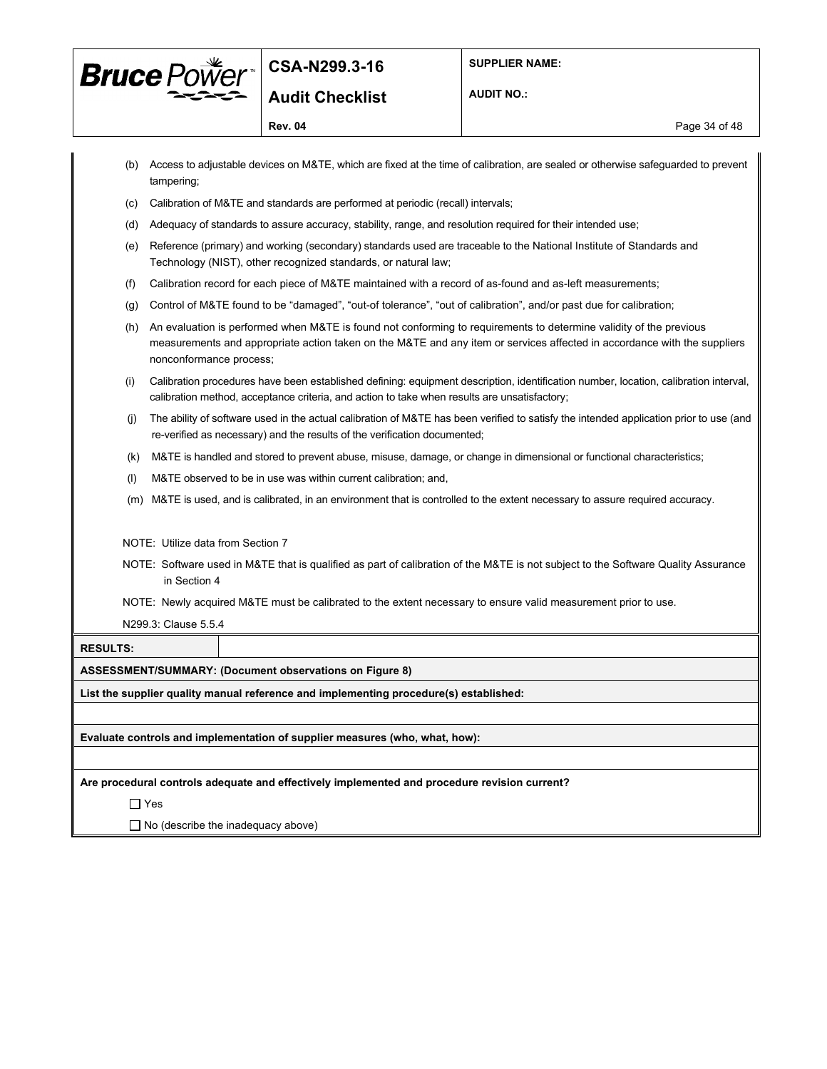(b) Access to adjustable devices on M&TE, which are fixed at the time of calibration, are sealed or otherwise safeguarded to prevent tampering;

(c) Calibration of M&TE and standards are performed at periodic (recall) intervals;

(d) Adequacy of standards to assure accuracy, stability, range, and resolution required for their intended use;

(e) Reference (primary) and working (secondary) standards used are traceable to the National Institute of Standards and Technology (NIST), other recognized standards, or natural law;

(f) Calibration record for each piece of M&TE maintained with a record of as-found and as-left measurements;

(g) Control of M&TE found to be “damaged”, “out-of tolerance”, “out of calibration”, and/or past due for calibration;

(h) An evaluation is performed when M&TE is found not conforming to requirements to determine validity of the previous measurements and appropriate action taken on the M&TE and any item or services affected in accordance with the suppliers nonconformance process;

(i) Calibration procedures have been established defining: equipment description, identification number, location, calibration interval, calibration method, acceptance criteria, and action to take when results are unsatisfactory;

(j) The ability of software used in the actual calibration of M&TE has been verified to satisfy the intended application prior to use (and re-verified as necessary) and the results of the verification documented;

(k) M&TE is handled and stored to prevent abuse, misuse, damage, or change in dimensional or functional characteristics;

(l) M&TE observed to be in use was within current calibration; and,

(m) M&TE is used, and is calibrated, in an environment that is controlled to the extent necessary to assure required accuracy.

NOTE: Utilize data from Section 7

NOTE: Software used in M&TE that is qualified as part of calibration of the M&TE is not subject to the Software Quality Assurance in Section 4

NOTE: Newly acquired M&TE must be calibrated to the extent necessary to ensure valid measurement prior to use.

N299.3: Clause 5.5.4

| **RESULTS:** | |
|---|---|

**ASSESSMENT/SUMMARY: (Document observations on Figure 8)**

**List the supplier quality manual reference and implementing procedure(s) established:**

**Evaluate controls and implementation of supplier measures (who, what, how):**

**Are procedural controls adequate and effectively implemented and procedure revision current?**

☐ Yes

☐ No (describe the inadequacy above)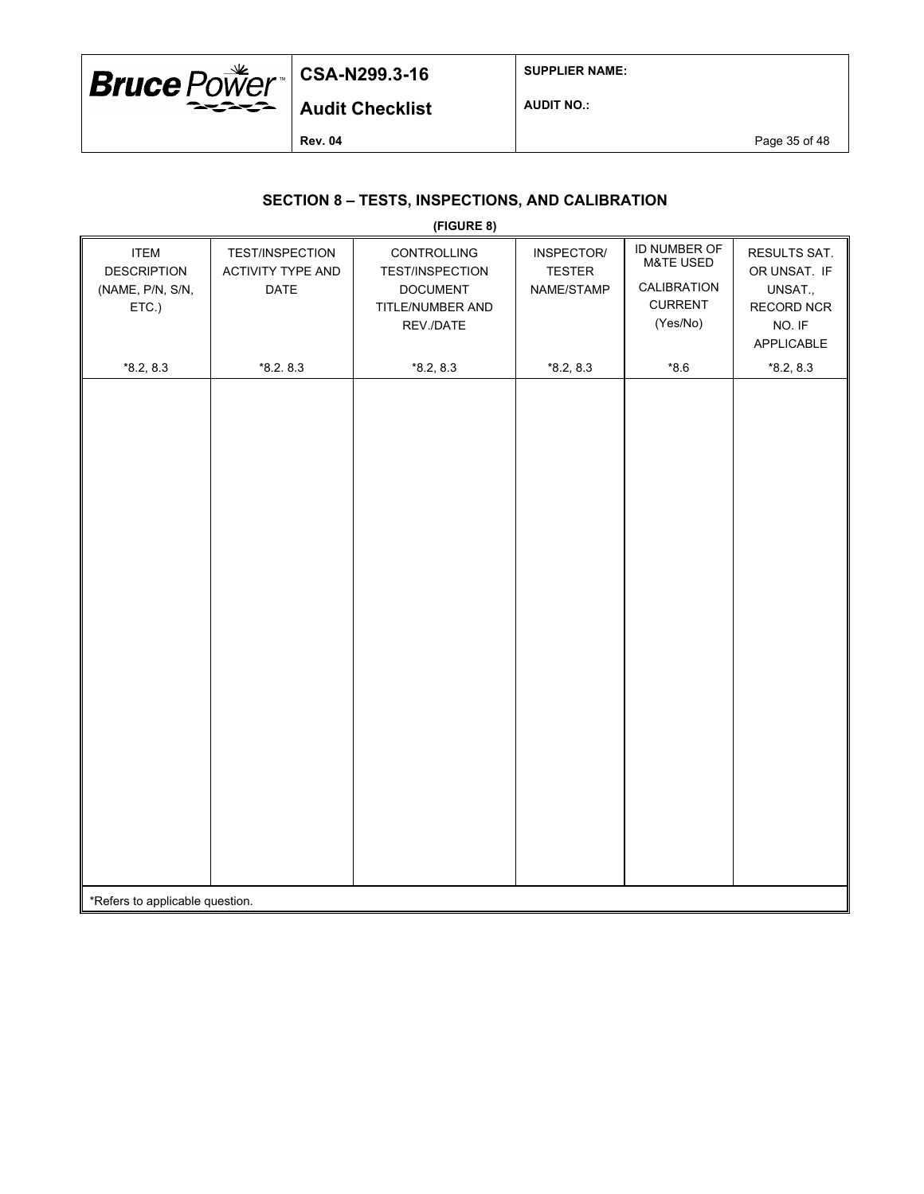## SECTION 8 – TESTS, INSPECTIONS, AND CALIBRATION

**(FIGURE 8)**

| ITEM DESCRIPTION (NAME, P/N, S/N, ETC.) | TEST/INSPECTION ACTIVITY TYPE AND DATE | CONTROLLING TEST/INSPECTION DOCUMENT TITLE/NUMBER AND REV./DATE | INSPECTOR/ TESTER NAME/STAMP | ID NUMBER OF M&TE USED CALIBRATION CURRENT (Yes/No) | RESULTS SAT. OR UNSAT. IF UNSAT., RECORD NCR NO. IF APPLICABLE |
|---|---|---|---|---|---|
| *8.2, 8.3 | *8.2. 8.3 | *8.2, 8.3 | *8.2, 8.3 | *8.6 | *8.2, 8.3 |
| | | | | | |

*Refers to applicable question.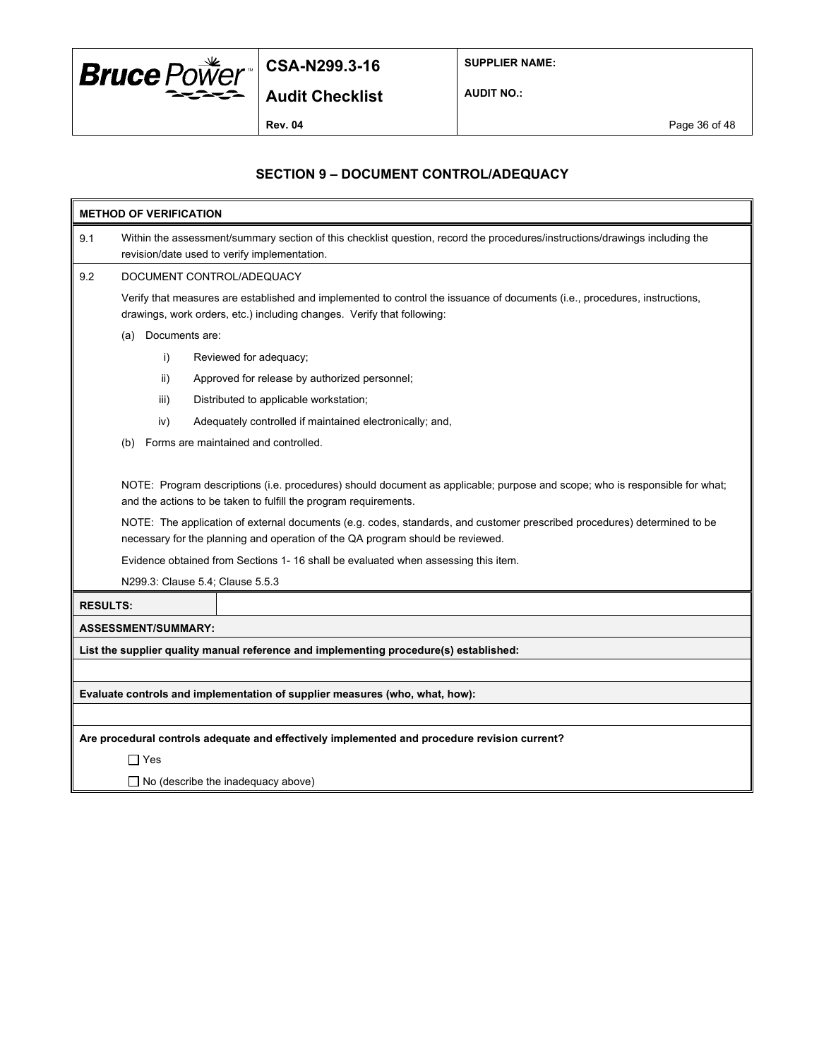## SECTION 9 – DOCUMENT CONTROL/ADEQUACY

**METHOD OF VERIFICATION**

9.1 Within the assessment/summary section of this checklist question, record the procedures/instructions/drawings including the revision/date used to verify implementation.

9.2 DOCUMENT CONTROL/ADEQUACY

Verify that measures are established and implemented to control the issuance of documents (i.e., procedures, instructions, drawings, work orders, etc.) including changes. Verify that following:

(a) Documents are:

- i) Reviewed for adequacy;
- ii) Approved for release by authorized personnel;
- iii) Distributed to applicable workstation;
- iv) Adequately controlled if maintained electronically; and,

(b) Forms are maintained and controlled.

NOTE: Program descriptions (i.e. procedures) should document as applicable; purpose and scope; who is responsible for what; and the actions to be taken to fulfill the program requirements.

NOTE: The application of external documents (e.g. codes, standards, and customer prescribed procedures) determined to be necessary for the planning and operation of the QA program should be reviewed.

Evidence obtained from Sections 1- 16 shall be evaluated when assessing this item.

N299.3: Clause 5.4; Clause 5.5.3

| **RESULTS:** | |
|---|---|

**ASSESSMENT/SUMMARY:**

**List the supplier quality manual reference and implementing procedure(s) established:**

**Evaluate controls and implementation of supplier measures (who, what, how):**

**Are procedural controls adequate and effectively implemented and procedure revision current?**

☐ Yes

☐ No (describe the inadequacy above)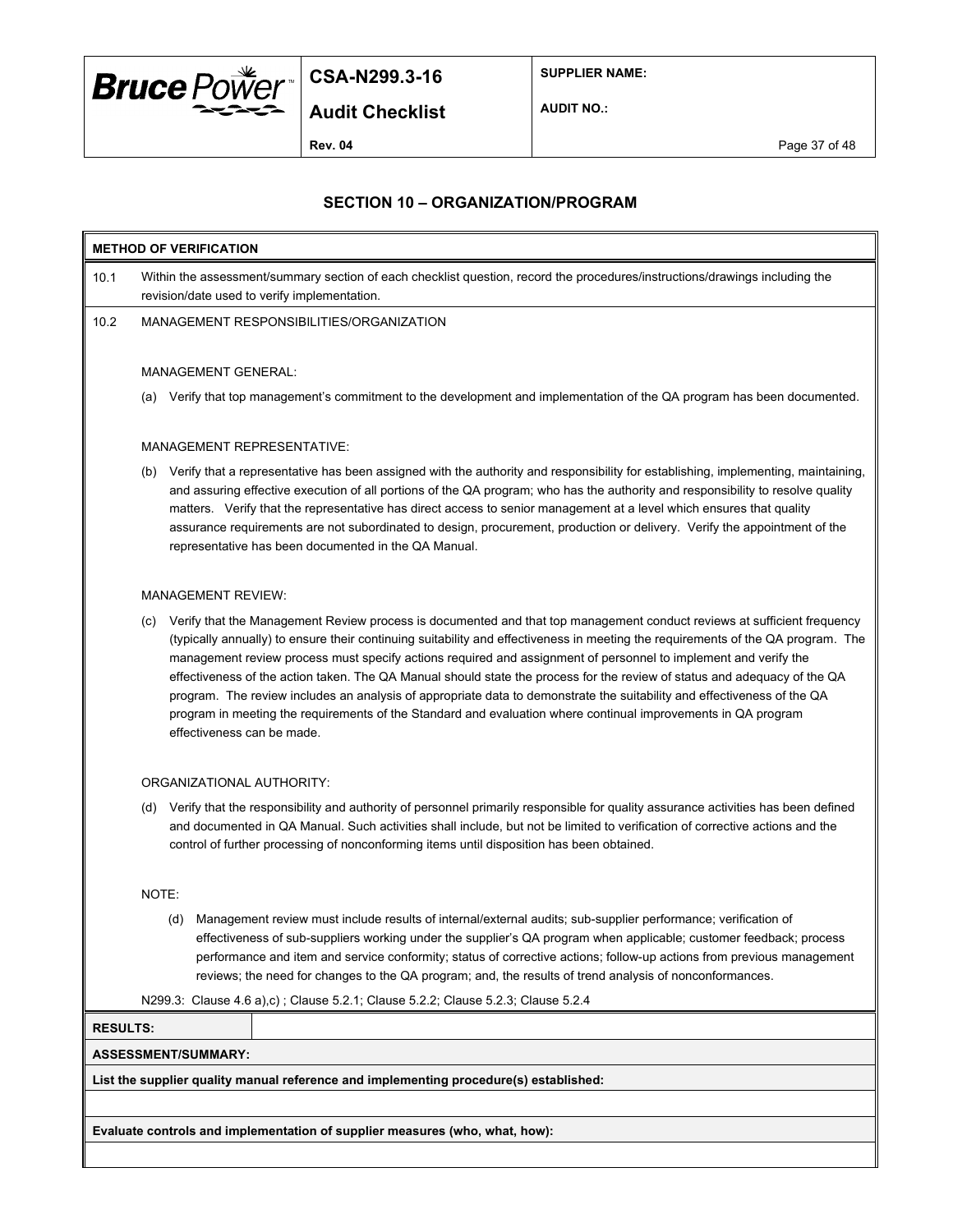## SECTION 10 – ORGANIZATION/PROGRAM

**METHOD OF VERIFICATION**

10.1 Within the assessment/summary section of each checklist question, record the procedures/instructions/drawings including the revision/date used to verify implementation.

10.2 MANAGEMENT RESPONSIBILITIES/ORGANIZATION

MANAGEMENT GENERAL:

(a) Verify that top management's commitment to the development and implementation of the QA program has been documented.

MANAGEMENT REPRESENTATIVE:

(b) Verify that a representative has been assigned with the authority and responsibility for establishing, implementing, maintaining, and assuring effective execution of all portions of the QA program; who has the authority and responsibility to resolve quality matters. Verify that the representative has direct access to senior management at a level which ensures that quality assurance requirements are not subordinated to design, procurement, production or delivery. Verify the appointment of the representative has been documented in the QA Manual.

MANAGEMENT REVIEW:

(c) Verify that the Management Review process is documented and that top management conduct reviews at sufficient frequency (typically annually) to ensure their continuing suitability and effectiveness in meeting the requirements of the QA program. The management review process must specify actions required and assignment of personnel to implement and verify the effectiveness of the action taken. The QA Manual should state the process for the review of status and adequacy of the QA program. The review includes an analysis of appropriate data to demonstrate the suitability and effectiveness of the QA program in meeting the requirements of the Standard and evaluation where continual improvements in QA program effectiveness can be made.

ORGANIZATIONAL AUTHORITY:

(d) Verify that the responsibility and authority of personnel primarily responsible for quality assurance activities has been defined and documented in QA Manual. Such activities shall include, but not be limited to verification of corrective actions and the control of further processing of nonconforming items until disposition has been obtained.

NOTE:

(d) Management review must include results of internal/external audits; sub-supplier performance; verification of effectiveness of sub-suppliers working under the supplier's QA program when applicable; customer feedback; process performance and item and service conformity; status of corrective actions; follow-up actions from previous management reviews; the need for changes to the QA program; and, the results of trend analysis of nonconformances.

N299.3: Clause 4.6 a),c) ; Clause 5.2.1; Clause 5.2.2; Clause 5.2.3; Clause 5.2.4

| **RESULTS:** | |
|---|---|

**ASSESSMENT/SUMMARY:**

**List the supplier quality manual reference and implementing procedure(s) established:**

**Evaluate controls and implementation of supplier measures (who, what, how):**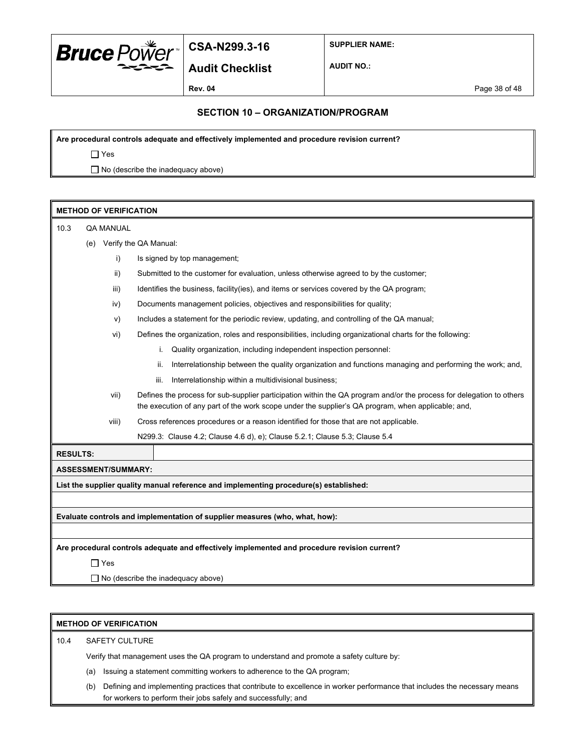## SECTION 10 – ORGANIZATION/PROGRAM

**Are procedural controls adequate and effectively implemented and procedure revision current?**

☐ Yes

☐ No (describe the inadequacy above)

**METHOD OF VERIFICATION**

10.3 QA MANUAL

(e) Verify the QA Manual:

i) Is signed by top management;

ii) Submitted to the customer for evaluation, unless otherwise agreed to by the customer;

iii) Identifies the business, facility(ies), and items or services covered by the QA program;

iv) Documents management policies, objectives and responsibilities for quality;

v) Includes a statement for the periodic review, updating, and controlling of the QA manual;

vi) Defines the organization, roles and responsibilities, including organizational charts for the following:

i. Quality organization, including independent inspection personnel:

ii. Interrelationship between the quality organization and functions managing and performing the work; and,

iii. Interrelationship within a multidivisional business;

vii) Defines the process for sub-supplier participation within the QA program and/or the process for delegation to others the execution of any part of the work scope under the supplier's QA program, when applicable; and,

viii) Cross references procedures or a reason identified for those that are not applicable.

N299.3: Clause 4.2; Clause 4.6 d), e); Clause 5.2.1; Clause 5.3; Clause 5.4

**RESULTS:**

**ASSESSMENT/SUMMARY:**

**List the supplier quality manual reference and implementing procedure(s) established:**

**Evaluate controls and implementation of supplier measures (who, what, how):**

**Are procedural controls adequate and effectively implemented and procedure revision current?**

☐ Yes

☐ No (describe the inadequacy above)

**METHOD OF VERIFICATION**

10.4 SAFETY CULTURE

Verify that management uses the QA program to understand and promote a safety culture by:

(a) Issuing a statement committing workers to adherence to the QA program;

(b) Defining and implementing practices that contribute to excellence in worker performance that includes the necessary means for workers to perform their jobs safely and successfully; and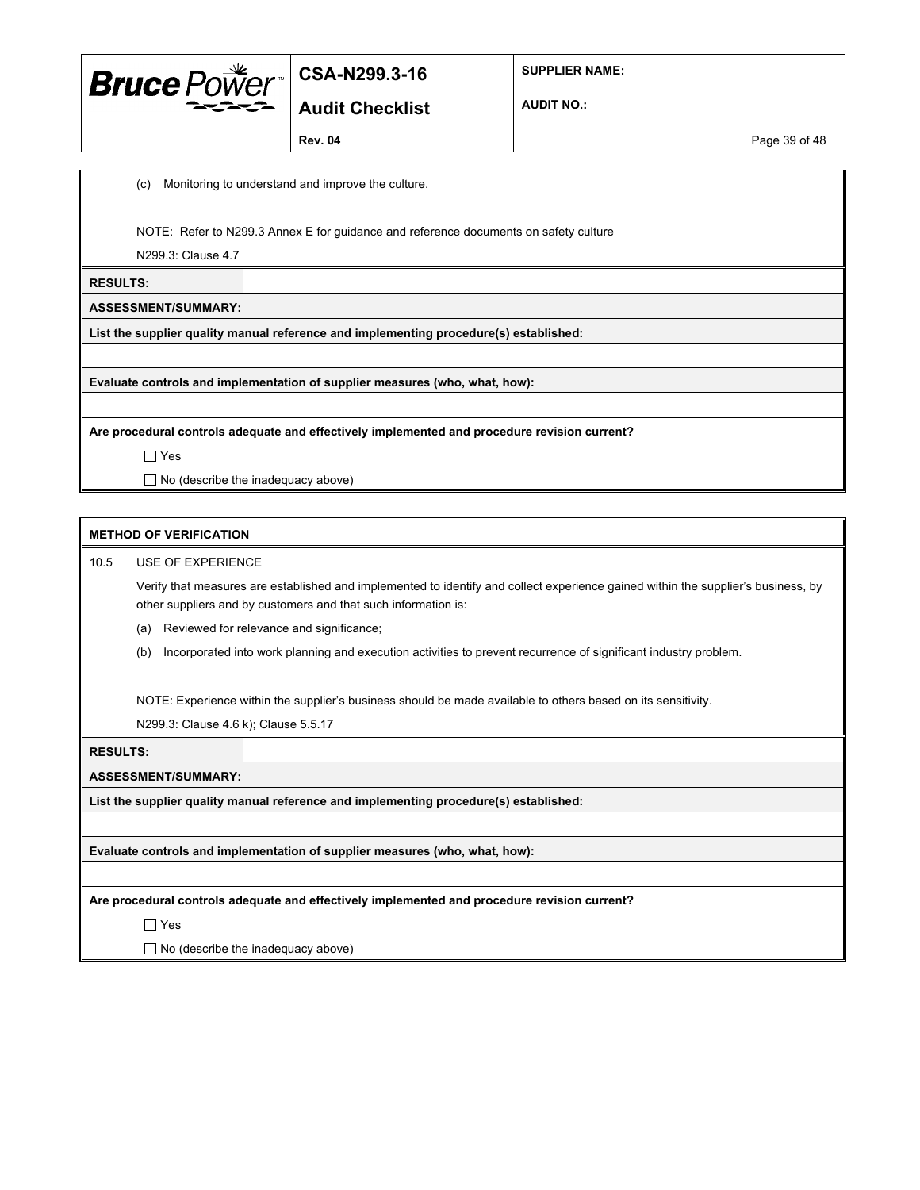(c) Monitoring to understand and improve the culture.

NOTE: Refer to N299.3 Annex E for guidance and reference documents on safety culture

N299.3: Clause 4.7

| **RESULTS:** | |
|---|---|

**ASSESSMENT/SUMMARY:**

**List the supplier quality manual reference and implementing procedure(s) established:**

**Evaluate controls and implementation of supplier measures (who, what, how):**

**Are procedural controls adequate and effectively implemented and procedure revision current?**

☐ Yes

☐ No (describe the inadequacy above)

**METHOD OF VERIFICATION**

10.5 USE OF EXPERIENCE

Verify that measures are established and implemented to identify and collect experience gained within the supplier's business, by other suppliers and by customers and that such information is:

(a) Reviewed for relevance and significance;

(b) Incorporated into work planning and execution activities to prevent recurrence of significant industry problem.

NOTE: Experience within the supplier's business should be made available to others based on its sensitivity.

N299.3: Clause 4.6 k); Clause 5.5.17

| **RESULTS:** | |
|---|---|

**ASSESSMENT/SUMMARY:**

**List the supplier quality manual reference and implementing procedure(s) established:**

**Evaluate controls and implementation of supplier measures (who, what, how):**

**Are procedural controls adequate and effectively implemented and procedure revision current?**

☐ Yes

☐ No (describe the inadequacy above)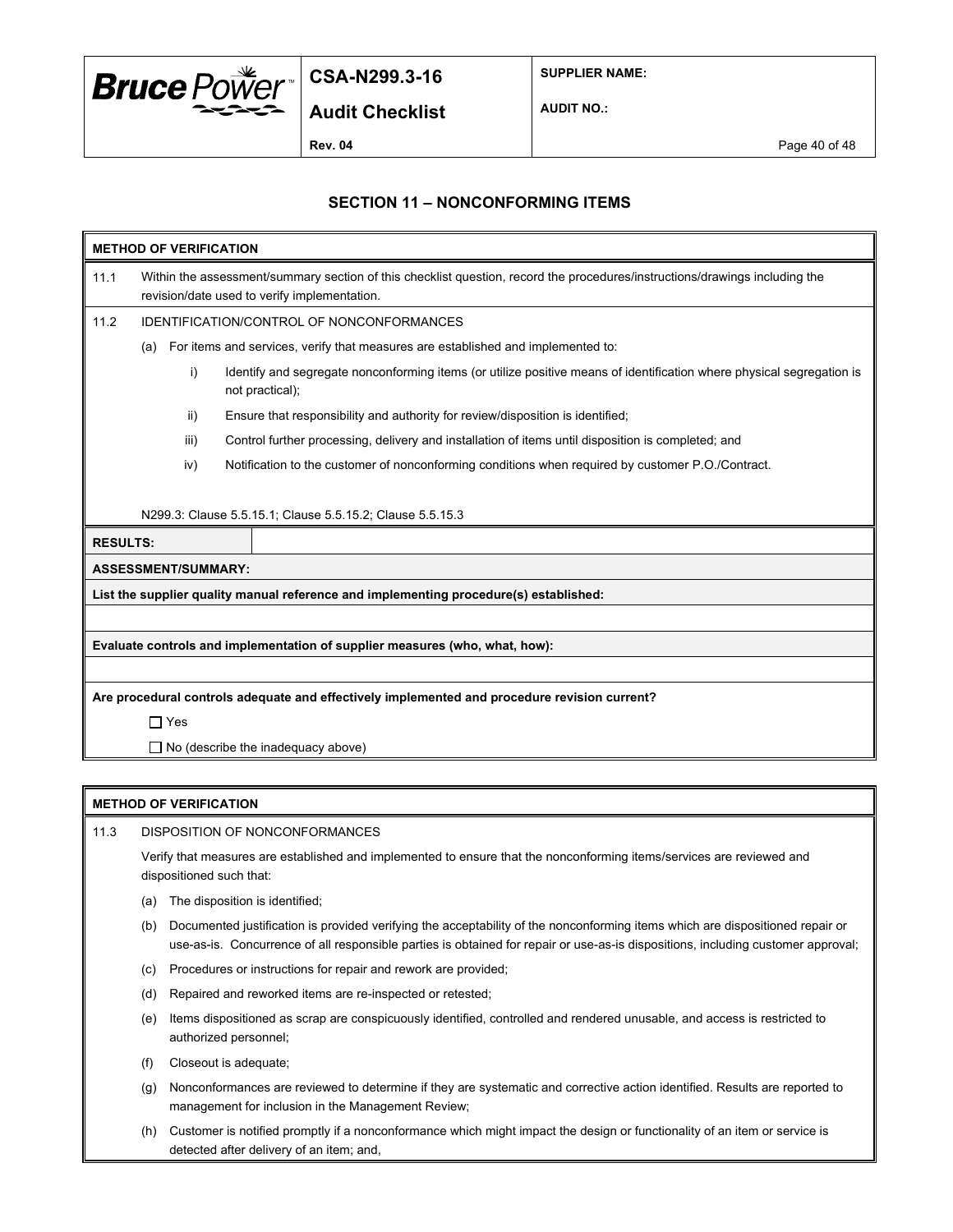## SECTION 11 – NONCONFORMING ITEMS

**METHOD OF VERIFICATION**

11.1 Within the assessment/summary section of this checklist question, record the procedures/instructions/drawings including the revision/date used to verify implementation.

11.2 IDENTIFICATION/CONTROL OF NONCONFORMANCES

(a) For items and services, verify that measures are established and implemented to:

- i) Identify and segregate nonconforming items (or utilize positive means of identification where physical segregation is not practical);
- ii) Ensure that responsibility and authority for review/disposition is identified;
- iii) Control further processing, delivery and installation of items until disposition is completed; and
- iv) Notification to the customer of nonconforming conditions when required by customer P.O./Contract.

N299.3: Clause 5.5.15.1; Clause 5.5.15.2; Clause 5.5.15.3

**RESULTS:**

**ASSESSMENT/SUMMARY:**

**List the supplier quality manual reference and implementing procedure(s) established:**

**Evaluate controls and implementation of supplier measures (who, what, how):**

**Are procedural controls adequate and effectively implemented and procedure revision current?**

☐ Yes

☐ No (describe the inadequacy above)

**METHOD OF VERIFICATION**

11.3 DISPOSITION OF NONCONFORMANCES

Verify that measures are established and implemented to ensure that the nonconforming items/services are reviewed and dispositioned such that:

(a) The disposition is identified;

(b) Documented justification is provided verifying the acceptability of the nonconforming items which are dispositioned repair or use-as-is. Concurrence of all responsible parties is obtained for repair or use-as-is dispositions, including customer approval;

(c) Procedures or instructions for repair and rework are provided;

(d) Repaired and reworked items are re-inspected or retested;

(e) Items dispositioned as scrap are conspicuously identified, controlled and rendered unusable, and access is restricted to authorized personnel;

(f) Closeout is adequate;

(g) Nonconformances are reviewed to determine if they are systematic and corrective action identified. Results are reported to management for inclusion in the Management Review;

(h) Customer is notified promptly if a nonconformance which might impact the design or functionality of an item or service is detected after delivery of an item; and,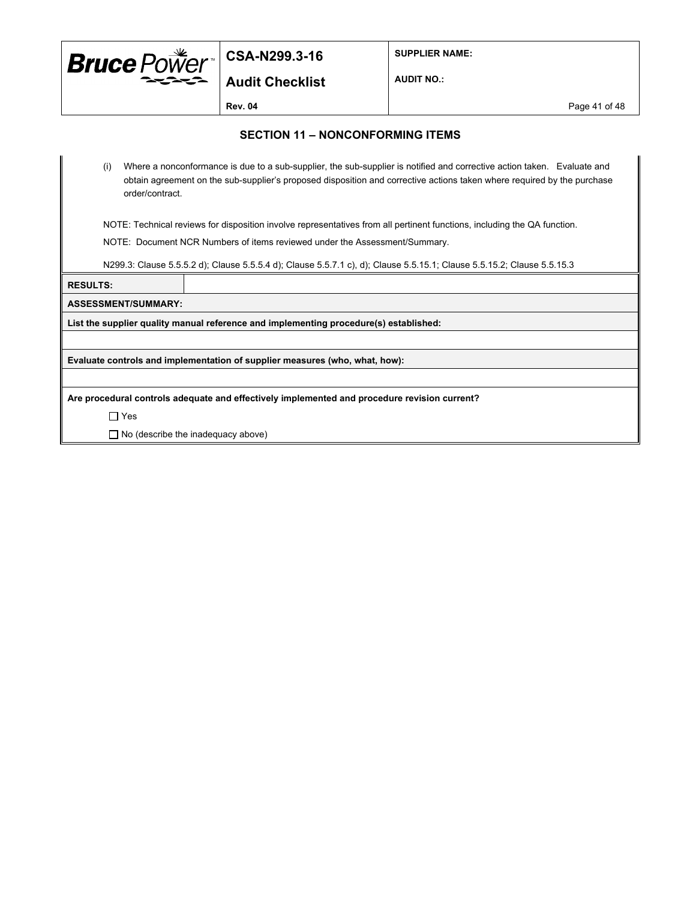## SECTION 11 – NONCONFORMING ITEMS

(i) Where a nonconformance is due to a sub-supplier, the sub-supplier is notified and corrective action taken. Evaluate and obtain agreement on the sub-supplier's proposed disposition and corrective actions taken where required by the purchase order/contract.

NOTE: Technical reviews for disposition involve representatives from all pertinent functions, including the QA function.

NOTE: Document NCR Numbers of items reviewed under the Assessment/Summary.

N299.3: Clause 5.5.5.2 d); Clause 5.5.5.4 d); Clause 5.5.7.1 c), d); Clause 5.5.15.1; Clause 5.5.15.2; Clause 5.5.15.3

| **RESULTS:** | |
|---|---|

**ASSESSMENT/SUMMARY:**

**List the supplier quality manual reference and implementing procedure(s) established:**

**Evaluate controls and implementation of supplier measures (who, what, how):**

**Are procedural controls adequate and effectively implemented and procedure revision current?**

☐ Yes

☐ No (describe the inadequacy above)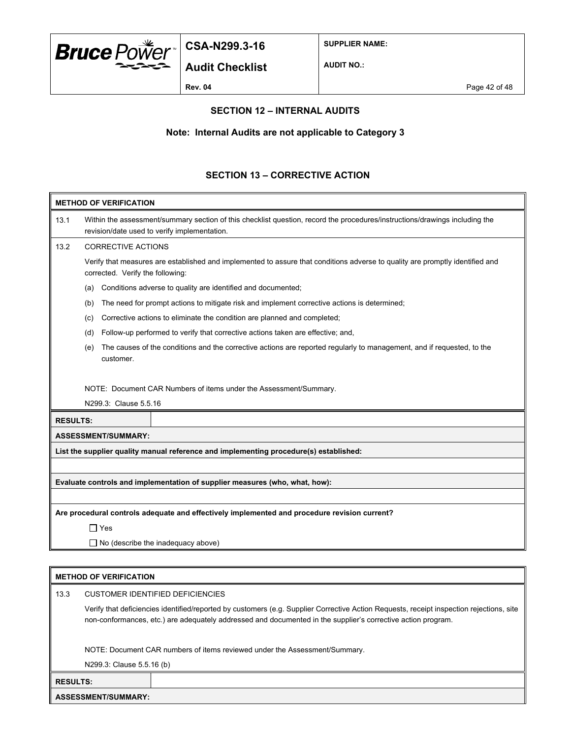## SECTION 12 – INTERNAL AUDITS

**Note: Internal Audits are not applicable to Category 3**

## SECTION 13 – CORRECTIVE ACTION

**METHOD OF VERIFICATION**

13.1 Within the assessment/summary section of this checklist question, record the procedures/instructions/drawings including the revision/date used to verify implementation.

13.2 CORRECTIVE ACTIONS

Verify that measures are established and implemented to assure that conditions adverse to quality are promptly identified and corrected. Verify the following:

(a) Conditions adverse to quality are identified and documented;

(b) The need for prompt actions to mitigate risk and implement corrective actions is determined;

(c) Corrective actions to eliminate the condition are planned and completed;

(d) Follow-up performed to verify that corrective actions taken are effective; and,

(e) The causes of the conditions and the corrective actions are reported regularly to management, and if requested, to the customer.

NOTE: Document CAR Numbers of items under the Assessment/Summary.

N299.3: Clause 5.5.16

| **RESULTS:** | |
|---|---|

**ASSESSMENT/SUMMARY:**

**List the supplier quality manual reference and implementing procedure(s) established:**

**Evaluate controls and implementation of supplier measures (who, what, how):**

**Are procedural controls adequate and effectively implemented and procedure revision current?**

☐ Yes

☐ No (describe the inadequacy above)

**METHOD OF VERIFICATION**

13.3 CUSTOMER IDENTIFIED DEFICIENCIES

Verify that deficiencies identified/reported by customers (e.g. Supplier Corrective Action Requests, receipt inspection rejections, site non-conformances, etc.) are adequately addressed and documented in the supplier's corrective action program.

NOTE: Document CAR numbers of items reviewed under the Assessment/Summary.

N299.3: Clause 5.5.16 (b)

| **RESULTS:** | |
|---|---|

**ASSESSMENT/SUMMARY:**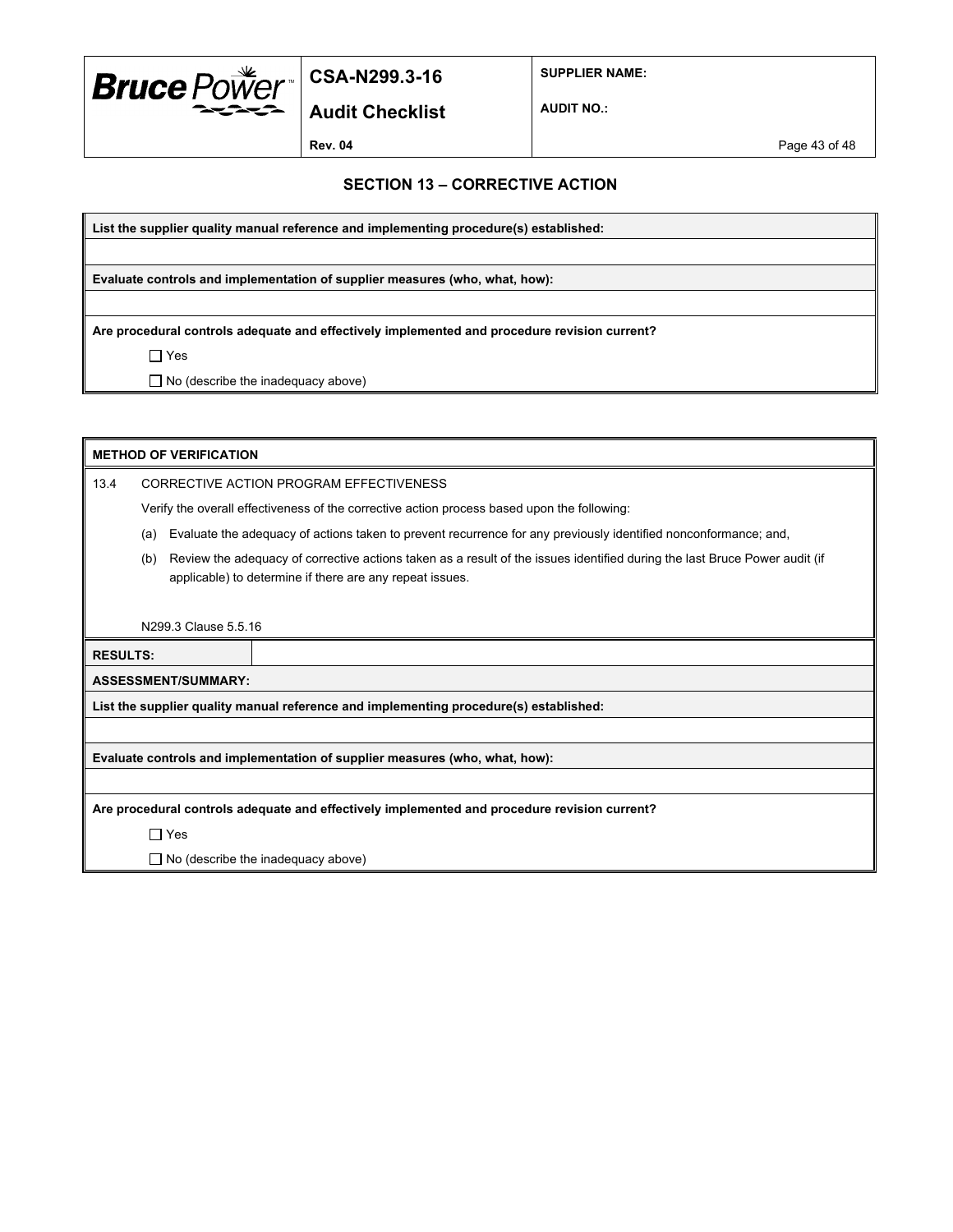## SECTION 13 – CORRECTIVE ACTION

**List the supplier quality manual reference and implementing procedure(s) established:**

**Evaluate controls and implementation of supplier measures (who, what, how):**

**Are procedural controls adequate and effectively implemented and procedure revision current?**

☐ Yes

☐ No (describe the inadequacy above)

---

**METHOD OF VERIFICATION**

13.4 CORRECTIVE ACTION PROGRAM EFFECTIVENESS

Verify the overall effectiveness of the corrective action process based upon the following:

(a) Evaluate the adequacy of actions taken to prevent recurrence for any previously identified nonconformance; and,

(b) Review the adequacy of corrective actions taken as a result of the issues identified during the last Bruce Power audit (if applicable) to determine if there are any repeat issues.

N299.3 Clause 5.5.16

| **RESULTS:** | |
|---|---|

**ASSESSMENT/SUMMARY:**

**List the supplier quality manual reference and implementing procedure(s) established:**

**Evaluate controls and implementation of supplier measures (who, what, how):**

**Are procedural controls adequate and effectively implemented and procedure revision current?**

☐ Yes

☐ No (describe the inadequacy above)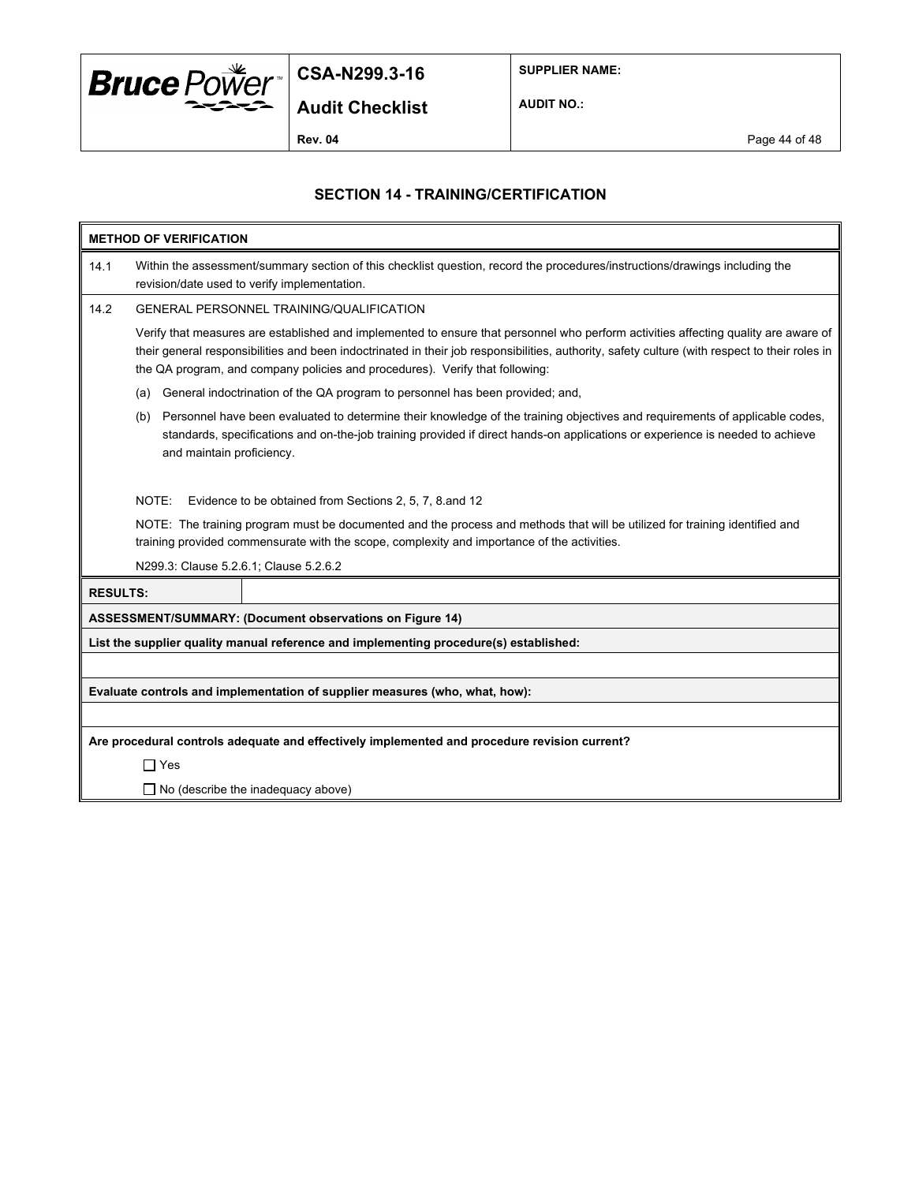## SECTION 14 - TRAINING/CERTIFICATION

**METHOD OF VERIFICATION**

14.1 Within the assessment/summary section of this checklist question, record the procedures/instructions/drawings including the revision/date used to verify implementation.

14.2 GENERAL PERSONNEL TRAINING/QUALIFICATION

Verify that measures are established and implemented to ensure that personnel who perform activities affecting quality are aware of their general responsibilities and been indoctrinated in their job responsibilities, authority, safety culture (with respect to their roles in the QA program, and company policies and procedures). Verify that following:

(a) General indoctrination of the QA program to personnel has been provided; and,

(b) Personnel have been evaluated to determine their knowledge of the training objectives and requirements of applicable codes, standards, specifications and on-the-job training provided if direct hands-on applications or experience is needed to achieve and maintain proficiency.

NOTE: Evidence to be obtained from Sections 2, 5, 7, 8.and 12

NOTE: The training program must be documented and the process and methods that will be utilized for training identified and training provided commensurate with the scope, complexity and importance of the activities.

N299.3: Clause 5.2.6.1; Clause 5.2.6.2

**RESULTS:**

**ASSESSMENT/SUMMARY: (Document observations on Figure 14)**

**List the supplier quality manual reference and implementing procedure(s) established:**

**Evaluate controls and implementation of supplier measures (who, what, how):**

**Are procedural controls adequate and effectively implemented and procedure revision current?**

☐ Yes

☐ No (describe the inadequacy above)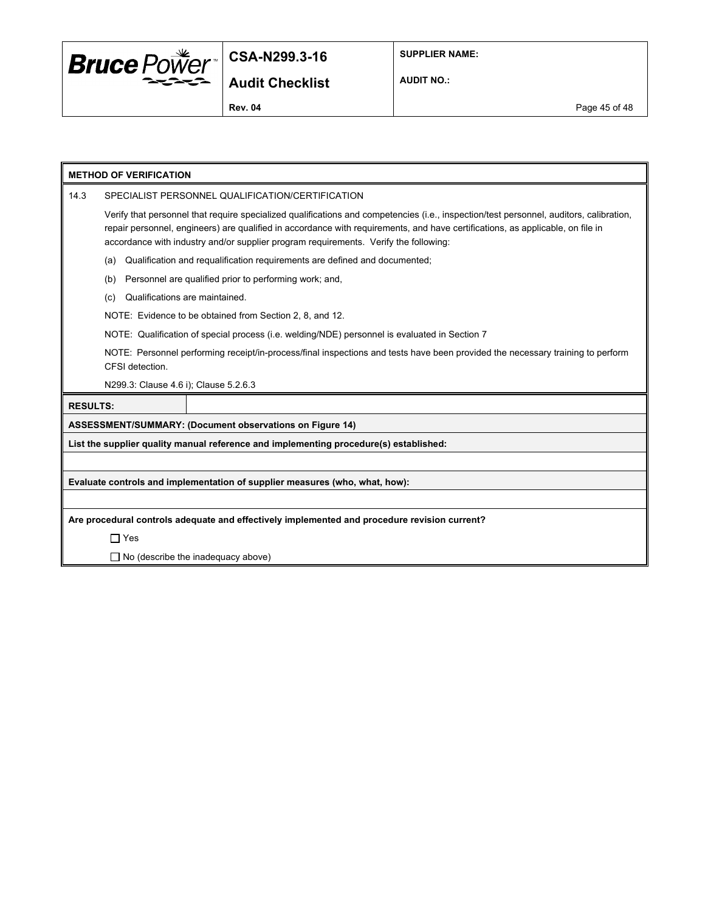**METHOD OF VERIFICATION**

14.3 SPECIALIST PERSONNEL QUALIFICATION/CERTIFICATION

Verify that personnel that require specialized qualifications and competencies (i.e., inspection/test personnel, auditors, calibration, repair personnel, engineers) are qualified in accordance with requirements, and have certifications, as applicable, on file in accordance with industry and/or supplier program requirements. Verify the following:

(a) Qualification and requalification requirements are defined and documented;

(b) Personnel are qualified prior to performing work; and,

(c) Qualifications are maintained.

NOTE: Evidence to be obtained from Section 2, 8, and 12.

NOTE: Qualification of special process (i.e. welding/NDE) personnel is evaluated in Section 7

NOTE: Personnel performing receipt/in-process/final inspections and tests have been provided the necessary training to perform CFSI detection.

N299.3: Clause 4.6 i); Clause 5.2.6.3

| **RESULTS:** | |
|---|---|

**ASSESSMENT/SUMMARY: (Document observations on Figure 14)**

**List the supplier quality manual reference and implementing procedure(s) established:**

**Evaluate controls and implementation of supplier measures (who, what, how):**

**Are procedural controls adequate and effectively implemented and procedure revision current?**

☐ Yes

☐ No (describe the inadequacy above)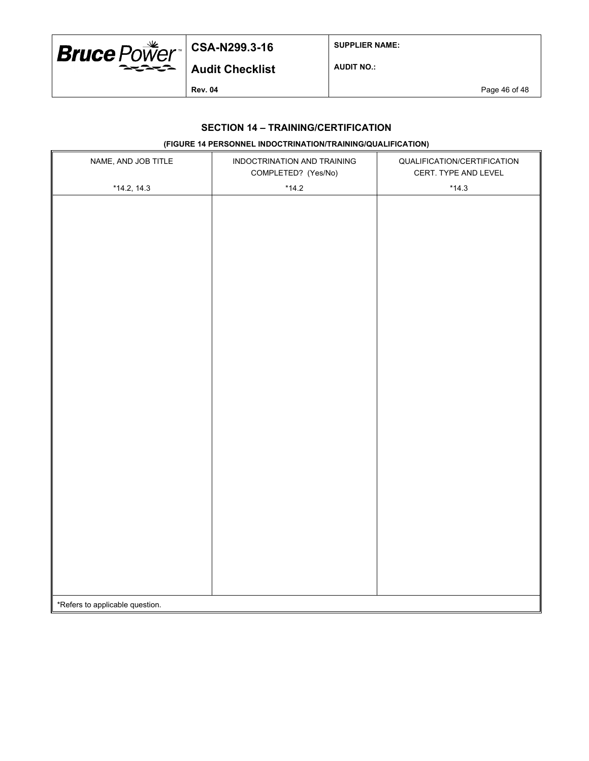## SECTION 14 – TRAINING/CERTIFICATION

**(FIGURE 14 PERSONNEL INDOCTRINATION/TRAINING/QUALIFICATION)**

| NAME, AND JOB TITLE<br><br>*14.2, 14.3 | INDOCTRINATION AND TRAINING COMPLETED? (Yes/No)<br><br>*14.2 | QUALIFICATION/CERTIFICATION CERT. TYPE AND LEVEL<br><br>*14.3 |
|---|---|---|
| | | |

*Refers to applicable question.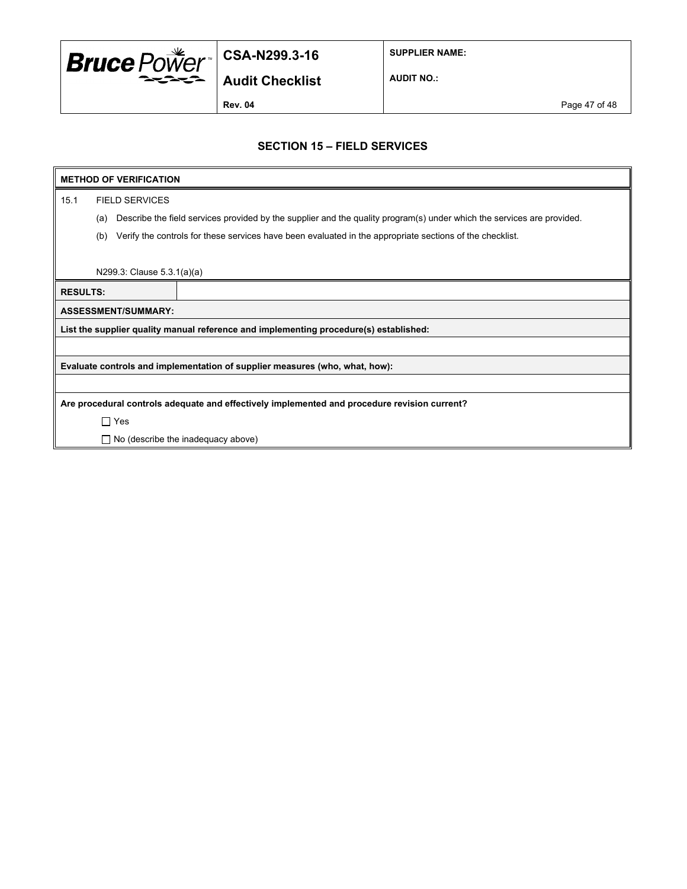## SECTION 15 – FIELD SERVICES

| **METHOD OF VERIFICATION** | |
|---|---|
| 15.1 FIELD SERVICES<br>(a) Describe the field services provided by the supplier and the quality program(s) under which the services are provided.<br>(b) Verify the controls for these services have been evaluated in the appropriate sections of the checklist.<br><br>N299.3: Clause 5.3.1(a)(a) | |
| **RESULTS:** | |
| **ASSESSMENT/SUMMARY:** | |
| **List the supplier quality manual reference and implementing procedure(s) established:** | |
| | |
| **Evaluate controls and implementation of supplier measures (who, what, how):** | |
| | |
| **Are procedural controls adequate and effectively implemented and procedure revision current?**<br>☐ Yes<br>☐ No (describe the inadequacy above) | |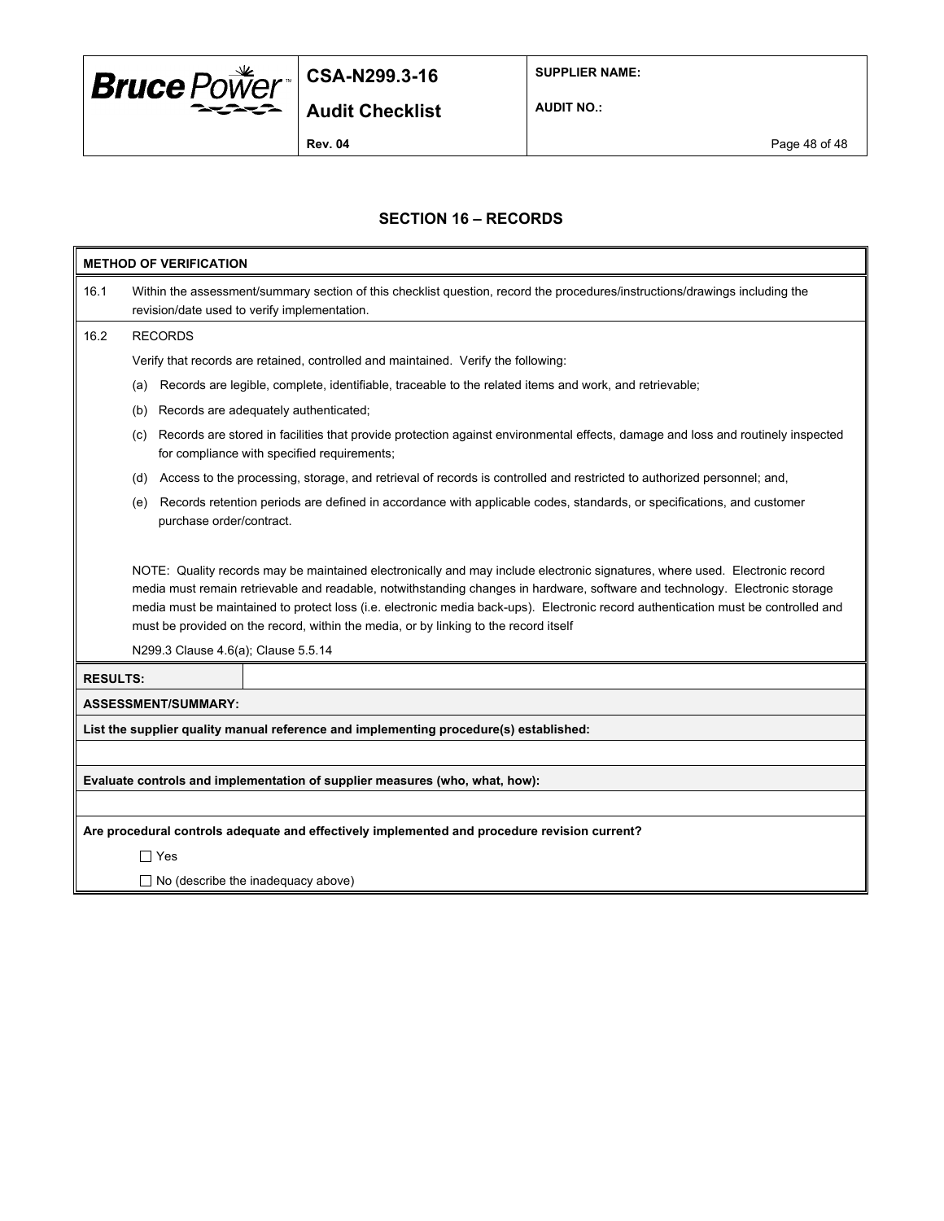## SECTION 16 – RECORDS

**METHOD OF VERIFICATION**

16.1 Within the assessment/summary section of this checklist question, record the procedures/instructions/drawings including the revision/date used to verify implementation.

16.2 RECORDS

Verify that records are retained, controlled and maintained. Verify the following:

(a) Records are legible, complete, identifiable, traceable to the related items and work, and retrievable;

(b) Records are adequately authenticated;

(c) Records are stored in facilities that provide protection against environmental effects, damage and loss and routinely inspected for compliance with specified requirements;

(d) Access to the processing, storage, and retrieval of records is controlled and restricted to authorized personnel; and,

(e) Records retention periods are defined in accordance with applicable codes, standards, or specifications, and customer purchase order/contract.

NOTE: Quality records may be maintained electronically and may include electronic signatures, where used. Electronic record media must remain retrievable and readable, notwithstanding changes in hardware, software and technology. Electronic storage media must be maintained to protect loss (i.e. electronic media back-ups). Electronic record authentication must be controlled and must be provided on the record, within the media, or by linking to the record itself

N299.3 Clause 4.6(a); Clause 5.5.14

| **RESULTS:** | |
|---|---|

**ASSESSMENT/SUMMARY:**

**List the supplier quality manual reference and implementing procedure(s) established:**

**Evaluate controls and implementation of supplier measures (who, what, how):**

**Are procedural controls adequate and effectively implemented and procedure revision current?**

☐ Yes

☐ No (describe the inadequacy above)